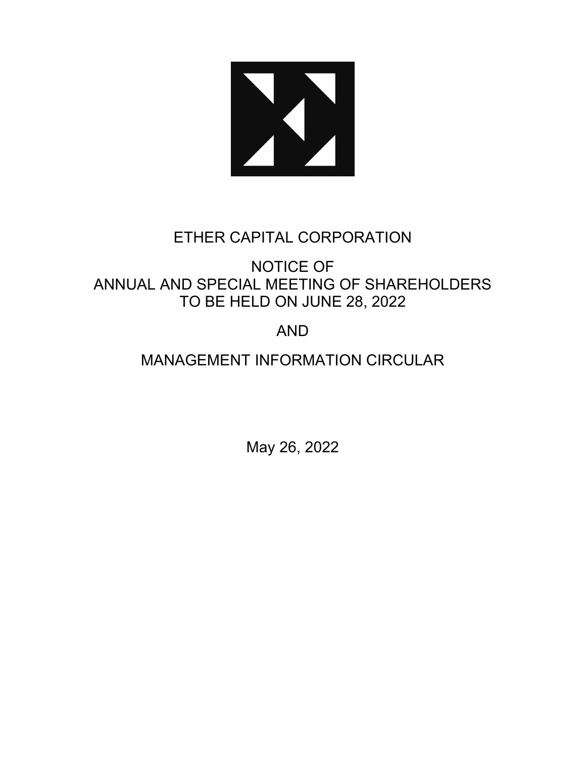# ETHER CAPITAL CORPORATION

## NOTICE OF ANNUAL AND SPECIAL MEETING OF SHAREHOLDERS TO BE HELD ON JUNE 28, 2022

## AND

## MANAGEMENT INFORMATION CIRCULAR

May 26, 2022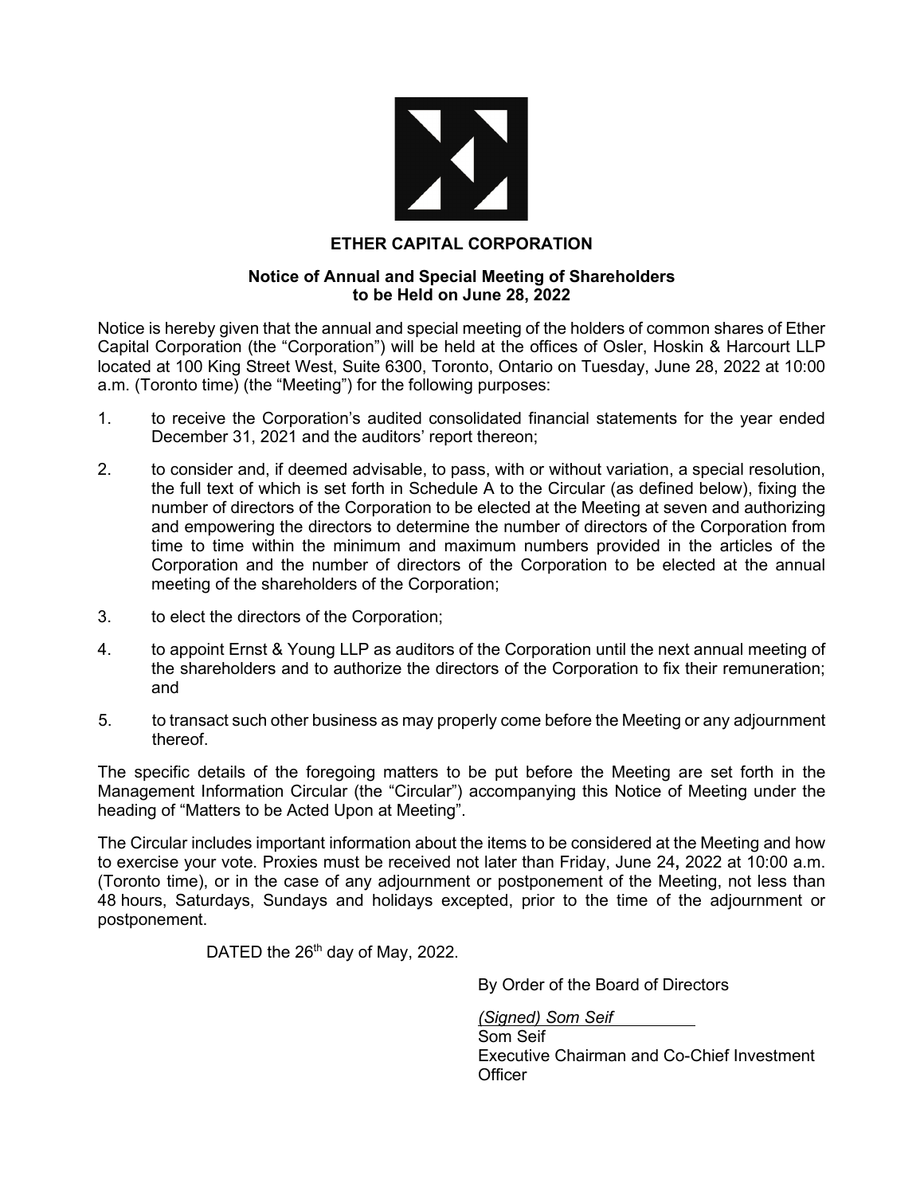# ETHER CAPITAL CORPORATION

## Notice of Annual and Special Meeting of Shareholders to be Held on June 28, 2022

Notice is hereby given that the annual and special meeting of the holders of common shares of Ether Capital Corporation (the "Corporation") will be held at the offices of Osler, Hoskin & Harcourt LLP located at 100 King Street West, Suite 6300, Toronto, Ontario on Tuesday, June 28, 2022 at 10:00 a.m. (Toronto time) (the "Meeting") for the following purposes:

1. to receive the Corporation's audited consolidated financial statements for the year ended December 31, 2021 and the auditors' report thereon;
2. to consider and, if deemed advisable, to pass, with or without variation, a special resolution, the full text of which is set forth in Schedule A to the Circular (as defined below), fixing the number of directors of the Corporation to be elected at the Meeting at seven and authorizing and empowering the directors to determine the number of directors of the Corporation from time to time within the minimum and maximum numbers provided in the articles of the Corporation and the number of directors of the Corporation to be elected at the annual meeting of the shareholders of the Corporation;
3. to elect the directors of the Corporation;
4. to appoint Ernst & Young LLP as auditors of the Corporation until the next annual meeting of the shareholders and to authorize the directors of the Corporation to fix their remuneration; and
5. to transact such other business as may properly come before the Meeting or any adjournment thereof.

The specific details of the foregoing matters to be put before the Meeting are set forth in the Management Information Circular (the "Circular") accompanying this Notice of Meeting under the heading of "Matters to be Acted Upon at Meeting".

The Circular includes important information about the items to be considered at the Meeting and how to exercise your vote. Proxies must be received not later than Friday, June 24, 2022 at 10:00 a.m. (Toronto time), or in the case of any adjournment or postponement of the Meeting, not less than 48 hours, Saturdays, Sundays and holidays excepted, prior to the time of the adjournment or postponement.

DATED the 26th day of May, 2022.

By Order of the Board of Directors

*(Signed) Som Seif*
Som Seif
Executive Chairman and Co-Chief Investment Officer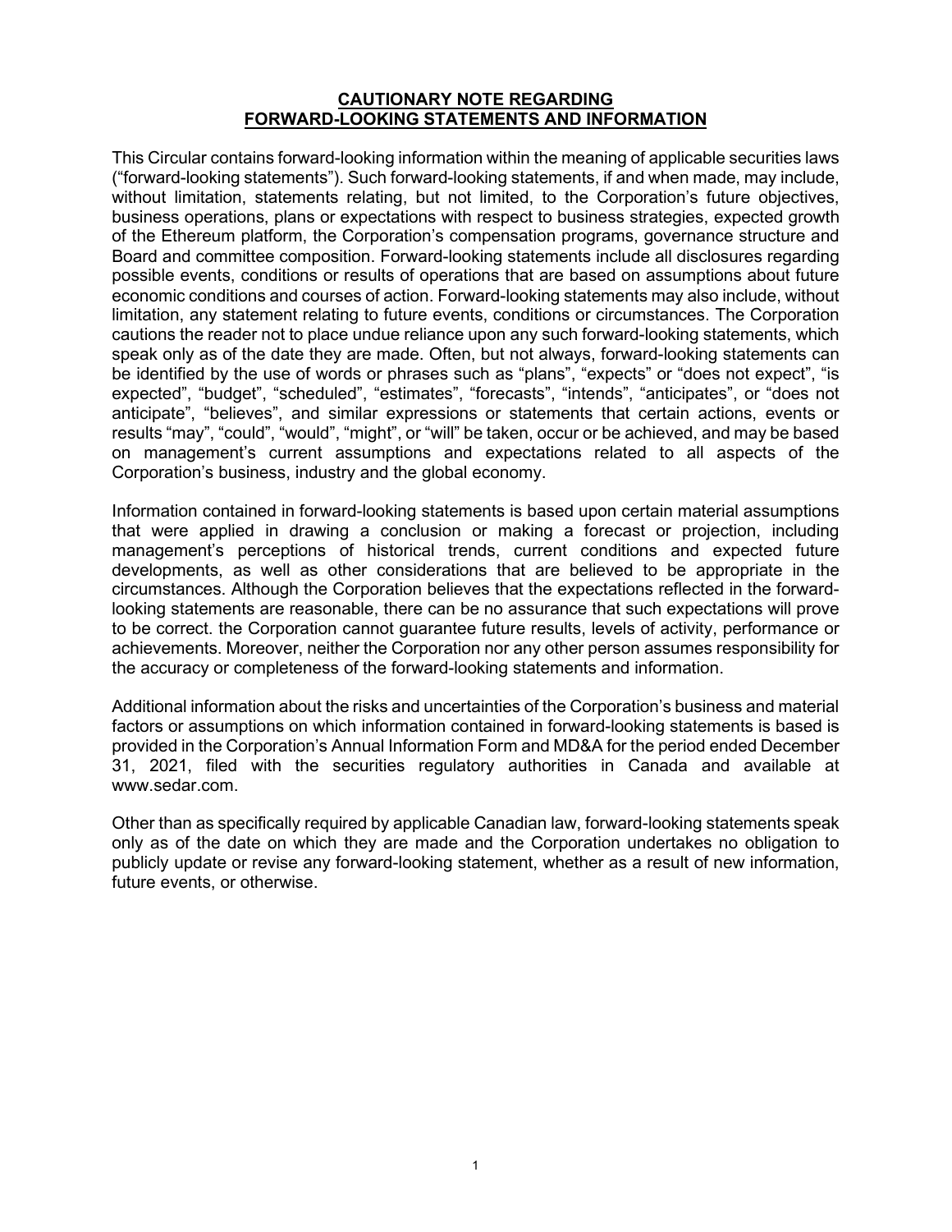## CAUTIONARY NOTE REGARDING FORWARD-LOOKING STATEMENTS AND INFORMATION

This Circular contains forward-looking information within the meaning of applicable securities laws ("forward-looking statements"). Such forward-looking statements, if and when made, may include, without limitation, statements relating, but not limited, to the Corporation's future objectives, business operations, plans or expectations with respect to business strategies, expected growth of the Ethereum platform, the Corporation's compensation programs, governance structure and Board and committee composition. Forward-looking statements include all disclosures regarding possible events, conditions or results of operations that are based on assumptions about future economic conditions and courses of action. Forward-looking statements may also include, without limitation, any statement relating to future events, conditions or circumstances. The Corporation cautions the reader not to place undue reliance upon any such forward-looking statements, which speak only as of the date they are made. Often, but not always, forward-looking statements can be identified by the use of words or phrases such as "plans", "expects" or "does not expect", "is expected", "budget", "scheduled", "estimates", "forecasts", "intends", "anticipates", or "does not anticipate", "believes", and similar expressions or statements that certain actions, events or results "may", "could", "would", "might", or "will" be taken, occur or be achieved, and may be based on management's current assumptions and expectations related to all aspects of the Corporation's business, industry and the global economy.

Information contained in forward-looking statements is based upon certain material assumptions that were applied in drawing a conclusion or making a forecast or projection, including management's perceptions of historical trends, current conditions and expected future developments, as well as other considerations that are believed to be appropriate in the circumstances. Although the Corporation believes that the expectations reflected in the forward-looking statements are reasonable, there can be no assurance that such expectations will prove to be correct. the Corporation cannot guarantee future results, levels of activity, performance or achievements. Moreover, neither the Corporation nor any other person assumes responsibility for the accuracy or completeness of the forward-looking statements and information.

Additional information about the risks and uncertainties of the Corporation's business and material factors or assumptions on which information contained in forward-looking statements is based is provided in the Corporation's Annual Information Form and MD&A for the period ended December 31, 2021, filed with the securities regulatory authorities in Canada and available at www.sedar.com.

Other than as specifically required by applicable Canadian law, forward-looking statements speak only as of the date on which they are made and the Corporation undertakes no obligation to publicly update or revise any forward-looking statement, whether as a result of new information, future events, or otherwise.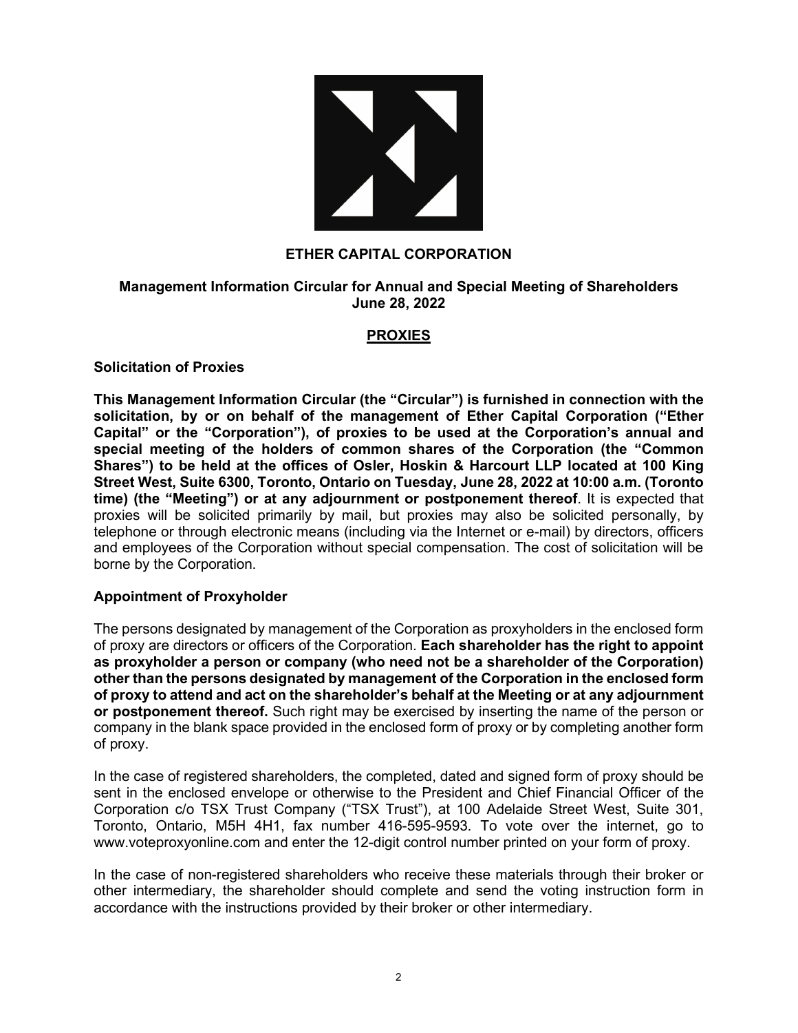# ETHER CAPITAL CORPORATION

**Management Information Circular for Annual and Special Meeting of Shareholders**
**June 28, 2022**

## PROXIES

### Solicitation of Proxies

**This Management Information Circular (the "Circular") is furnished in connection with the solicitation, by or on behalf of the management of Ether Capital Corporation ("Ether Capital" or the "Corporation"), of proxies to be used at the Corporation's annual and special meeting of the holders of common shares of the Corporation (the "Common Shares") to be held at the offices of Osler, Hoskin & Harcourt LLP located at 100 King Street West, Suite 6300, Toronto, Ontario on Tuesday, June 28, 2022 at 10:00 a.m. (Toronto time) (the "Meeting") or at any adjournment or postponement thereof**. It is expected that proxies will be solicited primarily by mail, but proxies may also be solicited personally, by telephone or through electronic means (including via the Internet or e-mail) by directors, officers and employees of the Corporation without special compensation. The cost of solicitation will be borne by the Corporation.

### Appointment of Proxyholder

The persons designated by management of the Corporation as proxyholders in the enclosed form of proxy are directors or officers of the Corporation. **Each shareholder has the right to appoint as proxyholder a person or company (who need not be a shareholder of the Corporation) other than the persons designated by management of the Corporation in the enclosed form of proxy to attend and act on the shareholder's behalf at the Meeting or at any adjournment or postponement thereof.** Such right may be exercised by inserting the name of the person or company in the blank space provided in the enclosed form of proxy or by completing another form of proxy.

In the case of registered shareholders, the completed, dated and signed form of proxy should be sent in the enclosed envelope or otherwise to the President and Chief Financial Officer of the Corporation c/o TSX Trust Company ("TSX Trust"), at 100 Adelaide Street West, Suite 301, Toronto, Ontario, M5H 4H1, fax number 416-595-9593. To vote over the internet, go to www.voteproxyonline.com and enter the 12-digit control number printed on your form of proxy.

In the case of non-registered shareholders who receive these materials through their broker or other intermediary, the shareholder should complete and send the voting instruction form in accordance with the instructions provided by their broker or other intermediary.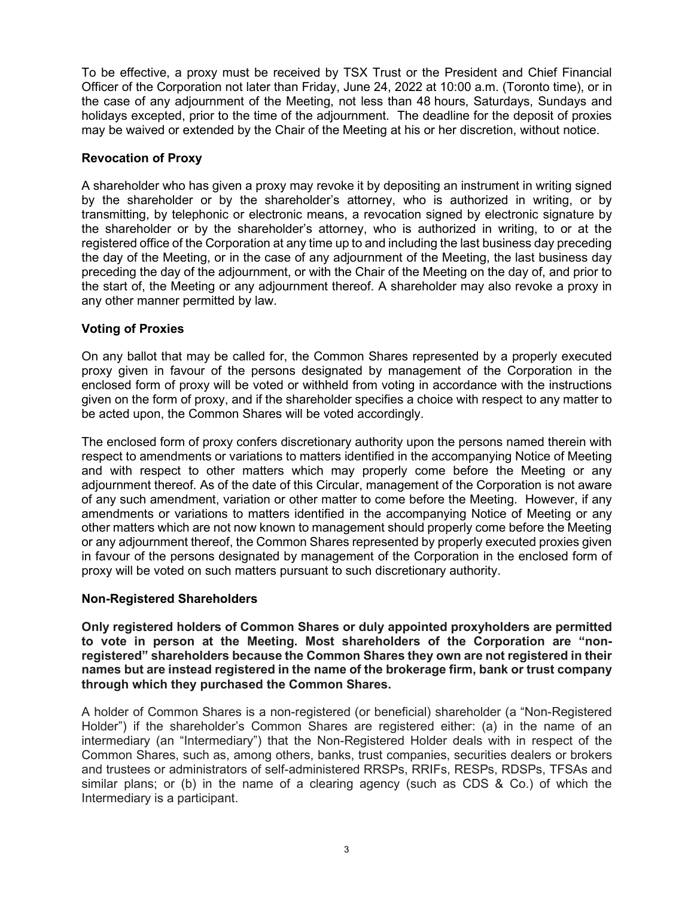To be effective, a proxy must be received by TSX Trust or the President and Chief Financial Officer of the Corporation not later than Friday, June 24, 2022 at 10:00 a.m. (Toronto time), or in the case of any adjournment of the Meeting, not less than 48 hours, Saturdays, Sundays and holidays excepted, prior to the time of the adjournment. The deadline for the deposit of proxies may be waived or extended by the Chair of the Meeting at his or her discretion, without notice.

### Revocation of Proxy

A shareholder who has given a proxy may revoke it by depositing an instrument in writing signed by the shareholder or by the shareholder's attorney, who is authorized in writing, or by transmitting, by telephonic or electronic means, a revocation signed by electronic signature by the shareholder or by the shareholder's attorney, who is authorized in writing, to or at the registered office of the Corporation at any time up to and including the last business day preceding the day of the Meeting, or in the case of any adjournment of the Meeting, the last business day preceding the day of the adjournment, or with the Chair of the Meeting on the day of, and prior to the start of, the Meeting or any adjournment thereof. A shareholder may also revoke a proxy in any other manner permitted by law.

### Voting of Proxies

On any ballot that may be called for, the Common Shares represented by a properly executed proxy given in favour of the persons designated by management of the Corporation in the enclosed form of proxy will be voted or withheld from voting in accordance with the instructions given on the form of proxy, and if the shareholder specifies a choice with respect to any matter to be acted upon, the Common Shares will be voted accordingly.

The enclosed form of proxy confers discretionary authority upon the persons named therein with respect to amendments or variations to matters identified in the accompanying Notice of Meeting and with respect to other matters which may properly come before the Meeting or any adjournment thereof. As of the date of this Circular, management of the Corporation is not aware of any such amendment, variation or other matter to come before the Meeting. However, if any amendments or variations to matters identified in the accompanying Notice of Meeting or any other matters which are not now known to management should properly come before the Meeting or any adjournment thereof, the Common Shares represented by properly executed proxies given in favour of the persons designated by management of the Corporation in the enclosed form of proxy will be voted on such matters pursuant to such discretionary authority.

### Non-Registered Shareholders

**Only registered holders of Common Shares or duly appointed proxyholders are permitted to vote in person at the Meeting. Most shareholders of the Corporation are "non-registered" shareholders because the Common Shares they own are not registered in their names but are instead registered in the name of the brokerage firm, bank or trust company through which they purchased the Common Shares.**

A holder of Common Shares is a non-registered (or beneficial) shareholder (a "Non-Registered Holder") if the shareholder's Common Shares are registered either: (a) in the name of an intermediary (an "Intermediary") that the Non-Registered Holder deals with in respect of the Common Shares, such as, among others, banks, trust companies, securities dealers or brokers and trustees or administrators of self-administered RRSPs, RRIFs, RESPs, RDSPs, TFSAs and similar plans; or (b) in the name of a clearing agency (such as CDS & Co.) of which the Intermediary is a participant.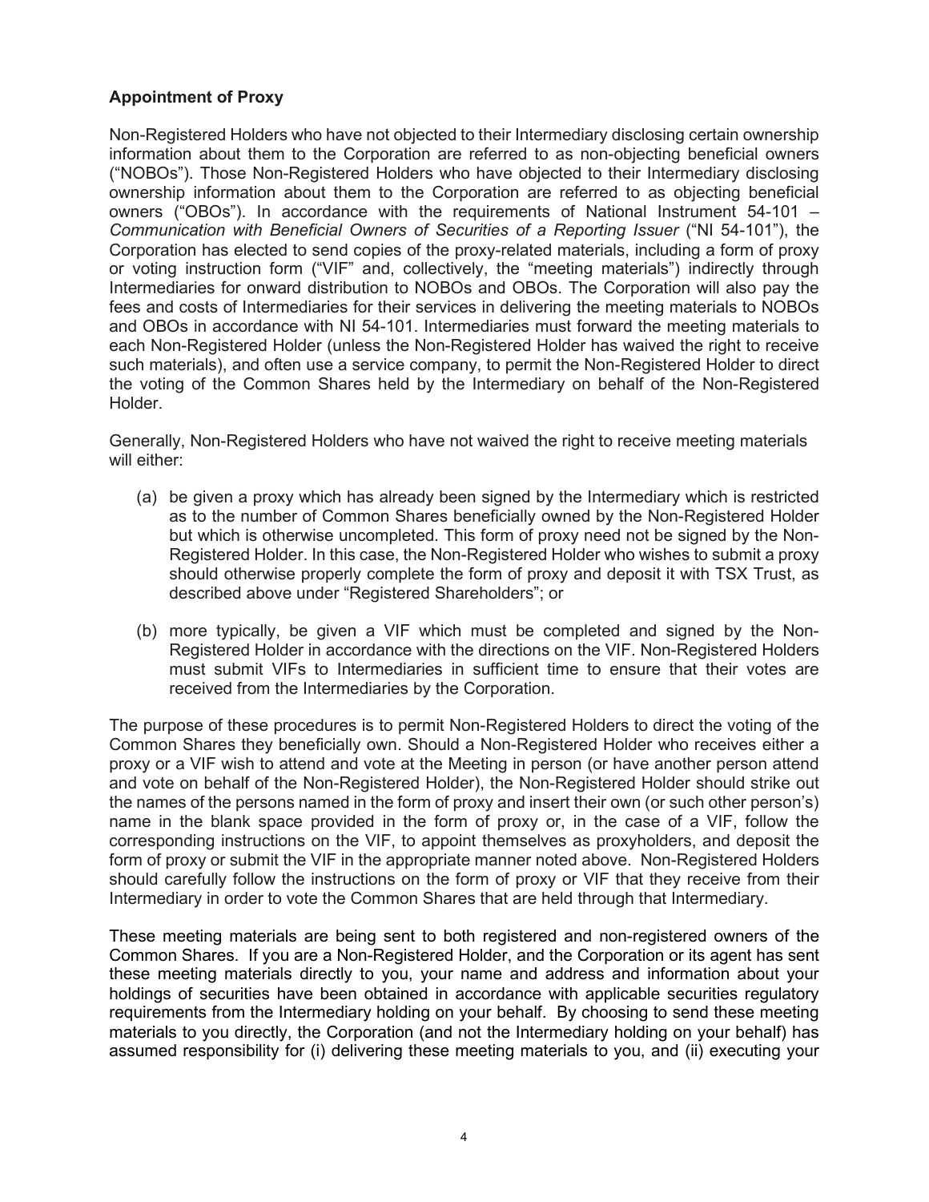**Appointment of Proxy**

Non-Registered Holders who have not objected to their Intermediary disclosing certain ownership information about them to the Corporation are referred to as non-objecting beneficial owners ("NOBOs"). Those Non-Registered Holders who have objected to their Intermediary disclosing ownership information about them to the Corporation are referred to as objecting beneficial owners ("OBOs"). In accordance with the requirements of National Instrument 54-101 – *Communication with Beneficial Owners of Securities of a Reporting Issuer* ("NI 54-101"), the Corporation has elected to send copies of the proxy-related materials, including a form of proxy or voting instruction form ("VIF" and, collectively, the "meeting materials") indirectly through Intermediaries for onward distribution to NOBOs and OBOs. The Corporation will also pay the fees and costs of Intermediaries for their services in delivering the meeting materials to NOBOs and OBOs in accordance with NI 54-101. Intermediaries must forward the meeting materials to each Non-Registered Holder (unless the Non-Registered Holder has waived the right to receive such materials), and often use a service company, to permit the Non-Registered Holder to direct the voting of the Common Shares held by the Intermediary on behalf of the Non-Registered Holder.

Generally, Non-Registered Holders who have not waived the right to receive meeting materials will either:

(a) be given a proxy which has already been signed by the Intermediary which is restricted as to the number of Common Shares beneficially owned by the Non-Registered Holder but which is otherwise uncompleted. This form of proxy need not be signed by the Non-Registered Holder. In this case, the Non-Registered Holder who wishes to submit a proxy should otherwise properly complete the form of proxy and deposit it with TSX Trust, as described above under "Registered Shareholders"; or

(b) more typically, be given a VIF which must be completed and signed by the Non-Registered Holder in accordance with the directions on the VIF. Non-Registered Holders must submit VIFs to Intermediaries in sufficient time to ensure that their votes are received from the Intermediaries by the Corporation.

The purpose of these procedures is to permit Non-Registered Holders to direct the voting of the Common Shares they beneficially own. Should a Non-Registered Holder who receives either a proxy or a VIF wish to attend and vote at the Meeting in person (or have another person attend and vote on behalf of the Non-Registered Holder), the Non-Registered Holder should strike out the names of the persons named in the form of proxy and insert their own (or such other person's) name in the blank space provided in the form of proxy or, in the case of a VIF, follow the corresponding instructions on the VIF, to appoint themselves as proxyholders, and deposit the form of proxy or submit the VIF in the appropriate manner noted above. Non-Registered Holders should carefully follow the instructions on the form of proxy or VIF that they receive from their Intermediary in order to vote the Common Shares that are held through that Intermediary.

These meeting materials are being sent to both registered and non-registered owners of the Common Shares. If you are a Non-Registered Holder, and the Corporation or its agent has sent these meeting materials directly to you, your name and address and information about your holdings of securities have been obtained in accordance with applicable securities regulatory requirements from the Intermediary holding on your behalf. By choosing to send these meeting materials to you directly, the Corporation (and not the Intermediary holding on your behalf) has assumed responsibility for (i) delivering these meeting materials to you, and (ii) executing your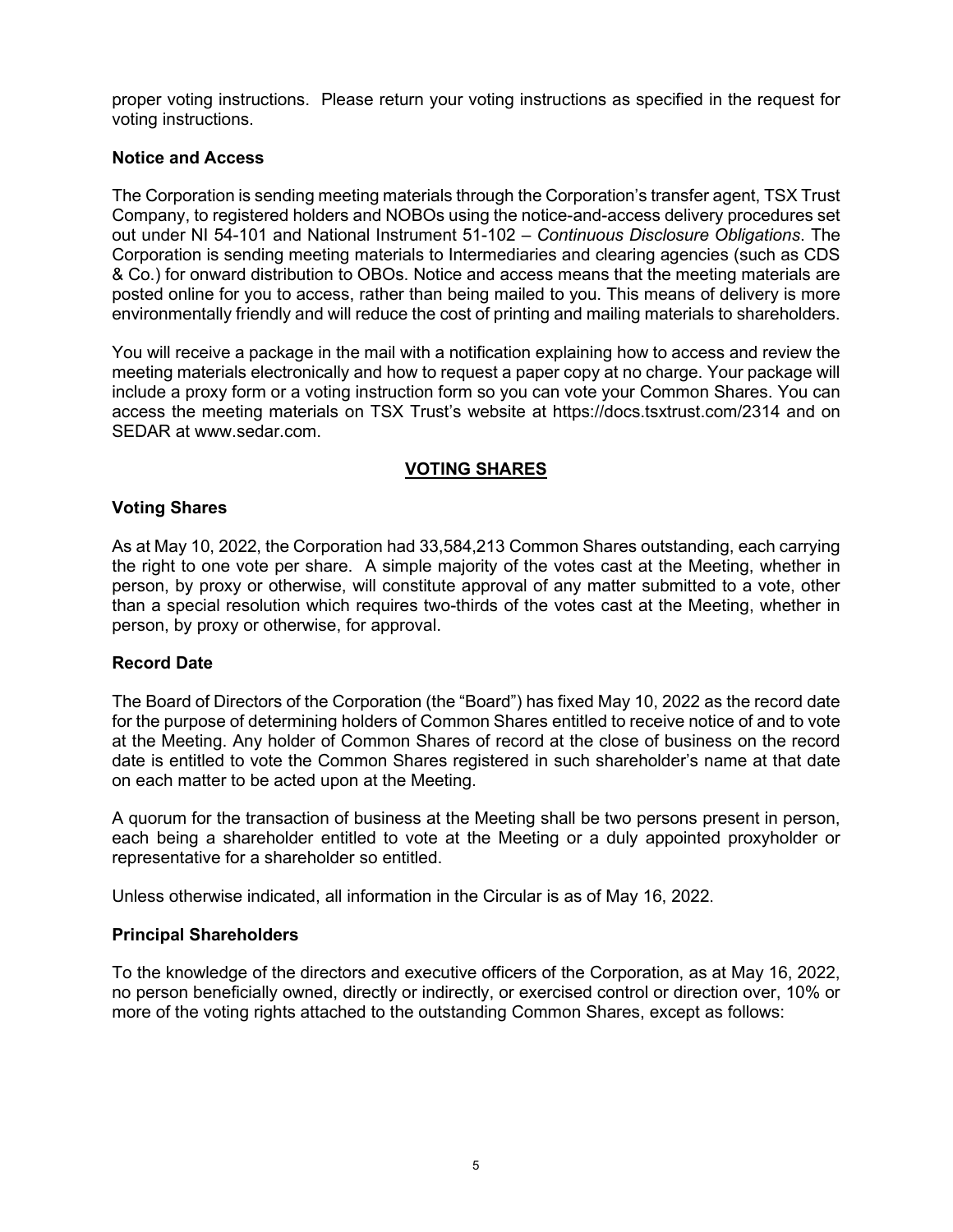proper voting instructions. Please return your voting instructions as specified in the request for voting instructions.

### Notice and Access

The Corporation is sending meeting materials through the Corporation's transfer agent, TSX Trust Company, to registered holders and NOBOs using the notice-and-access delivery procedures set out under NI 54-101 and National Instrument 51-102 – *Continuous Disclosure Obligations*. The Corporation is sending meeting materials to Intermediaries and clearing agencies (such as CDS & Co.) for onward distribution to OBOs. Notice and access means that the meeting materials are posted online for you to access, rather than being mailed to you. This means of delivery is more environmentally friendly and will reduce the cost of printing and mailing materials to shareholders.

You will receive a package in the mail with a notification explaining how to access and review the meeting materials electronically and how to request a paper copy at no charge. Your package will include a proxy form or a voting instruction form so you can vote your Common Shares. You can access the meeting materials on TSX Trust's website at https://docs.tsxtrust.com/2314 and on SEDAR at www.sedar.com.

## VOTING SHARES

### Voting Shares

As at May 10, 2022, the Corporation had 33,584,213 Common Shares outstanding, each carrying the right to one vote per share. A simple majority of the votes cast at the Meeting, whether in person, by proxy or otherwise, will constitute approval of any matter submitted to a vote, other than a special resolution which requires two-thirds of the votes cast at the Meeting, whether in person, by proxy or otherwise, for approval.

### Record Date

The Board of Directors of the Corporation (the "Board") has fixed May 10, 2022 as the record date for the purpose of determining holders of Common Shares entitled to receive notice of and to vote at the Meeting. Any holder of Common Shares of record at the close of business on the record date is entitled to vote the Common Shares registered in such shareholder's name at that date on each matter to be acted upon at the Meeting.

A quorum for the transaction of business at the Meeting shall be two persons present in person, each being a shareholder entitled to vote at the Meeting or a duly appointed proxyholder or representative for a shareholder so entitled.

Unless otherwise indicated, all information in the Circular is as of May 16, 2022.

### Principal Shareholders

To the knowledge of the directors and executive officers of the Corporation, as at May 16, 2022, no person beneficially owned, directly or indirectly, or exercised control or direction over, 10% or more of the voting rights attached to the outstanding Common Shares, except as follows: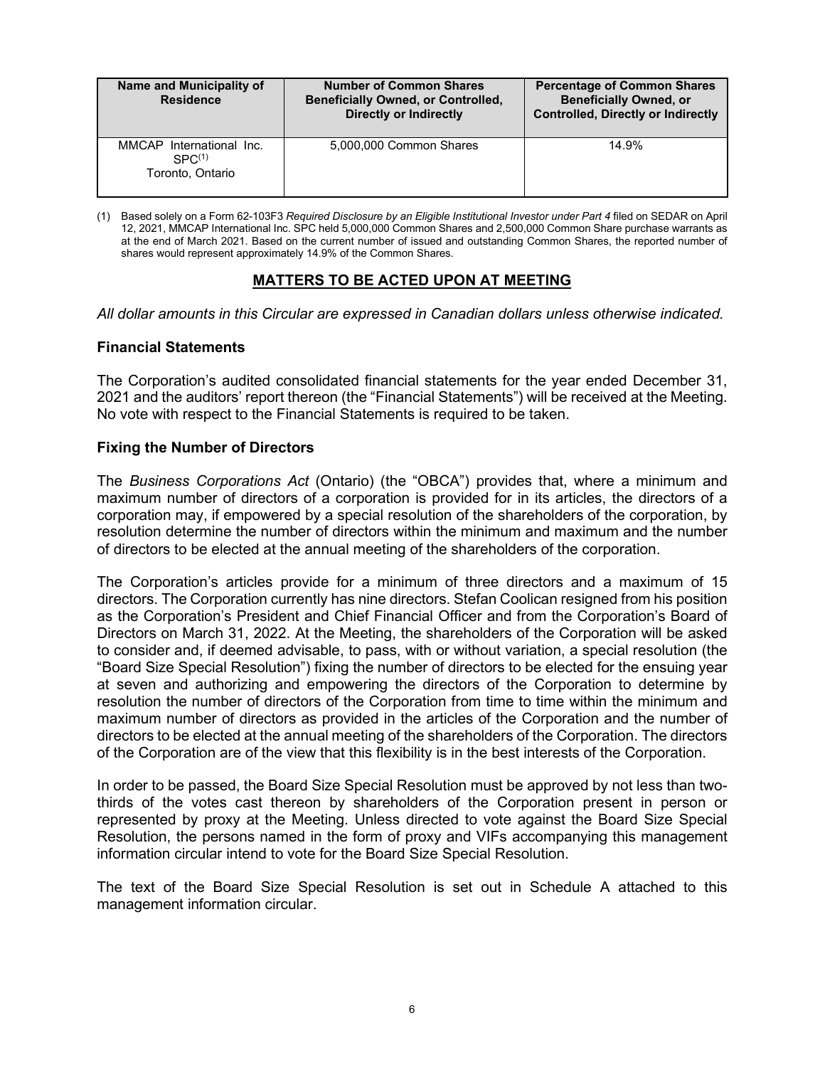| Name and Municipality of Residence | Number of Common Shares Beneficially Owned, or Controlled, Directly or Indirectly | Percentage of Common Shares Beneficially Owned, or Controlled, Directly or Indirectly |
|---|---|---|
| MMCAP International Inc. SPC[(1)] Toronto, Ontario | 5,000,000 Common Shares | 14.9% |

(1) Based solely on a Form 62-103F3 *Required Disclosure by an Eligible Institutional Investor under Part 4* filed on SEDAR on April 12, 2021, MMCAP International Inc. SPC held 5,000,000 Common Shares and 2,500,000 Common Share purchase warrants as at the end of March 2021. Based on the current number of issued and outstanding Common Shares, the reported number of shares would represent approximately 14.9% of the Common Shares.

## MATTERS TO BE ACTED UPON AT MEETING

*All dollar amounts in this Circular are expressed in Canadian dollars unless otherwise indicated.*

### Financial Statements

The Corporation's audited consolidated financial statements for the year ended December 31, 2021 and the auditors' report thereon (the "Financial Statements") will be received at the Meeting. No vote with respect to the Financial Statements is required to be taken.

### Fixing the Number of Directors

The *Business Corporations Act* (Ontario) (the "OBCA") provides that, where a minimum and maximum number of directors of a corporation is provided for in its articles, the directors of a corporation may, if empowered by a special resolution of the shareholders of the corporation, by resolution determine the number of directors within the minimum and maximum and the number of directors to be elected at the annual meeting of the shareholders of the corporation.

The Corporation's articles provide for a minimum of three directors and a maximum of 15 directors. The Corporation currently has nine directors. Stefan Coolican resigned from his position as the Corporation's President and Chief Financial Officer and from the Corporation's Board of Directors on March 31, 2022. At the Meeting, the shareholders of the Corporation will be asked to consider and, if deemed advisable, to pass, with or without variation, a special resolution (the "Board Size Special Resolution") fixing the number of directors to be elected for the ensuing year at seven and authorizing and empowering the directors of the Corporation to determine by resolution the number of directors of the Corporation from time to time within the minimum and maximum number of directors as provided in the articles of the Corporation and the number of directors to be elected at the annual meeting of the shareholders of the Corporation. The directors of the Corporation are of the view that this flexibility is in the best interests of the Corporation.

In order to be passed, the Board Size Special Resolution must be approved by not less than two-thirds of the votes cast thereon by shareholders of the Corporation present in person or represented by proxy at the Meeting. Unless directed to vote against the Board Size Special Resolution, the persons named in the form of proxy and VIFs accompanying this management information circular intend to vote for the Board Size Special Resolution.

The text of the Board Size Special Resolution is set out in Schedule A attached to this management information circular.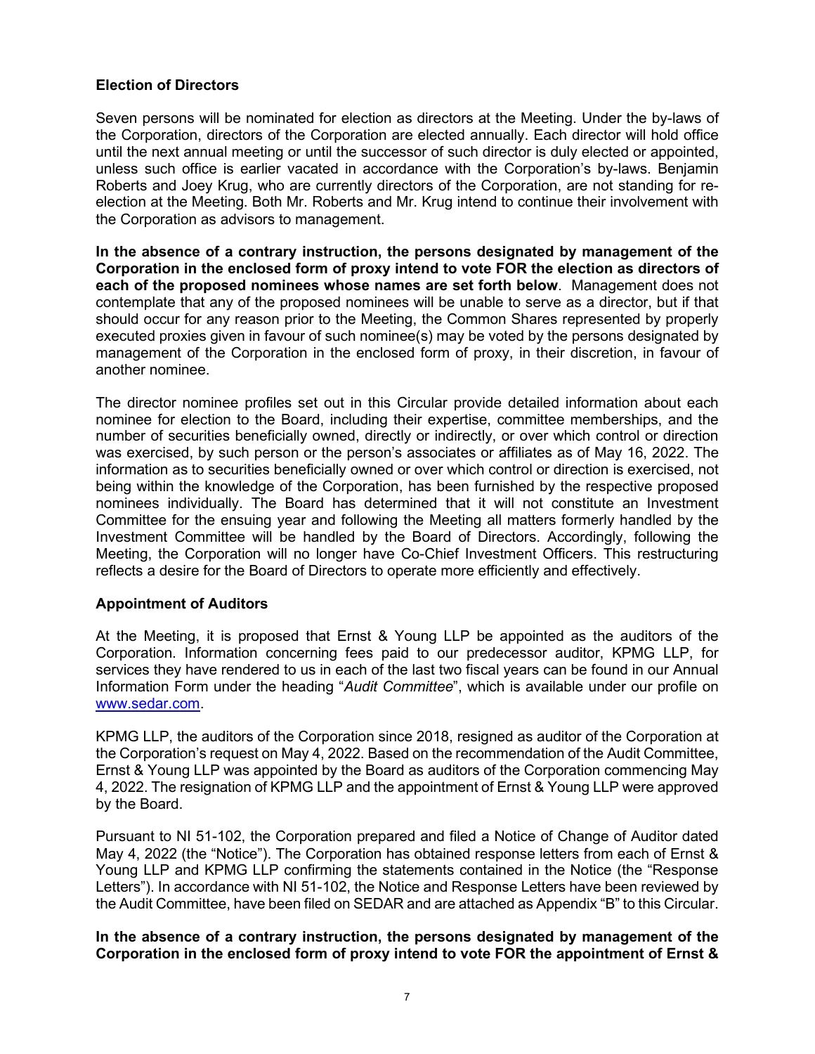**Election of Directors**

Seven persons will be nominated for election as directors at the Meeting. Under the by-laws of the Corporation, directors of the Corporation are elected annually. Each director will hold office until the next annual meeting or until the successor of such director is duly elected or appointed, unless such office is earlier vacated in accordance with the Corporation's by-laws. Benjamin Roberts and Joey Krug, who are currently directors of the Corporation, are not standing for re-election at the Meeting. Both Mr. Roberts and Mr. Krug intend to continue their involvement with the Corporation as advisors to management.

**In the absence of a contrary instruction, the persons designated by management of the Corporation in the enclosed form of proxy intend to vote FOR the election as directors of each of the proposed nominees whose names are set forth below**. Management does not contemplate that any of the proposed nominees will be unable to serve as a director, but if that should occur for any reason prior to the Meeting, the Common Shares represented by properly executed proxies given in favour of such nominee(s) may be voted by the persons designated by management of the Corporation in the enclosed form of proxy, in their discretion, in favour of another nominee.

The director nominee profiles set out in this Circular provide detailed information about each nominee for election to the Board, including their expertise, committee memberships, and the number of securities beneficially owned, directly or indirectly, or over which control or direction was exercised, by such person or the person's associates or affiliates as of May 16, 2022. The information as to securities beneficially owned or over which control or direction is exercised, not being within the knowledge of the Corporation, has been furnished by the respective proposed nominees individually. The Board has determined that it will not constitute an Investment Committee for the ensuing year and following the Meeting all matters formerly handled by the Investment Committee will be handled by the Board of Directors. Accordingly, following the Meeting, the Corporation will no longer have Co-Chief Investment Officers. This restructuring reflects a desire for the Board of Directors to operate more efficiently and effectively.

**Appointment of Auditors**

At the Meeting, it is proposed that Ernst & Young LLP be appointed as the auditors of the Corporation. Information concerning fees paid to our predecessor auditor, KPMG LLP, for services they have rendered to us in each of the last two fiscal years can be found in our Annual Information Form under the heading "*Audit Committee*", which is available under our profile on www.sedar.com.

KPMG LLP, the auditors of the Corporation since 2018, resigned as auditor of the Corporation at the Corporation's request on May 4, 2022. Based on the recommendation of the Audit Committee, Ernst & Young LLP was appointed by the Board as auditors of the Corporation commencing May 4, 2022. The resignation of KPMG LLP and the appointment of Ernst & Young LLP were approved by the Board.

Pursuant to NI 51-102, the Corporation prepared and filed a Notice of Change of Auditor dated May 4, 2022 (the "Notice"). The Corporation has obtained response letters from each of Ernst & Young LLP and KPMG LLP confirming the statements contained in the Notice (the "Response Letters"). In accordance with NI 51-102, the Notice and Response Letters have been reviewed by the Audit Committee, have been filed on SEDAR and are attached as Appendix "B" to this Circular.

**In the absence of a contrary instruction, the persons designated by management of the Corporation in the enclosed form of proxy intend to vote FOR the appointment of Ernst &**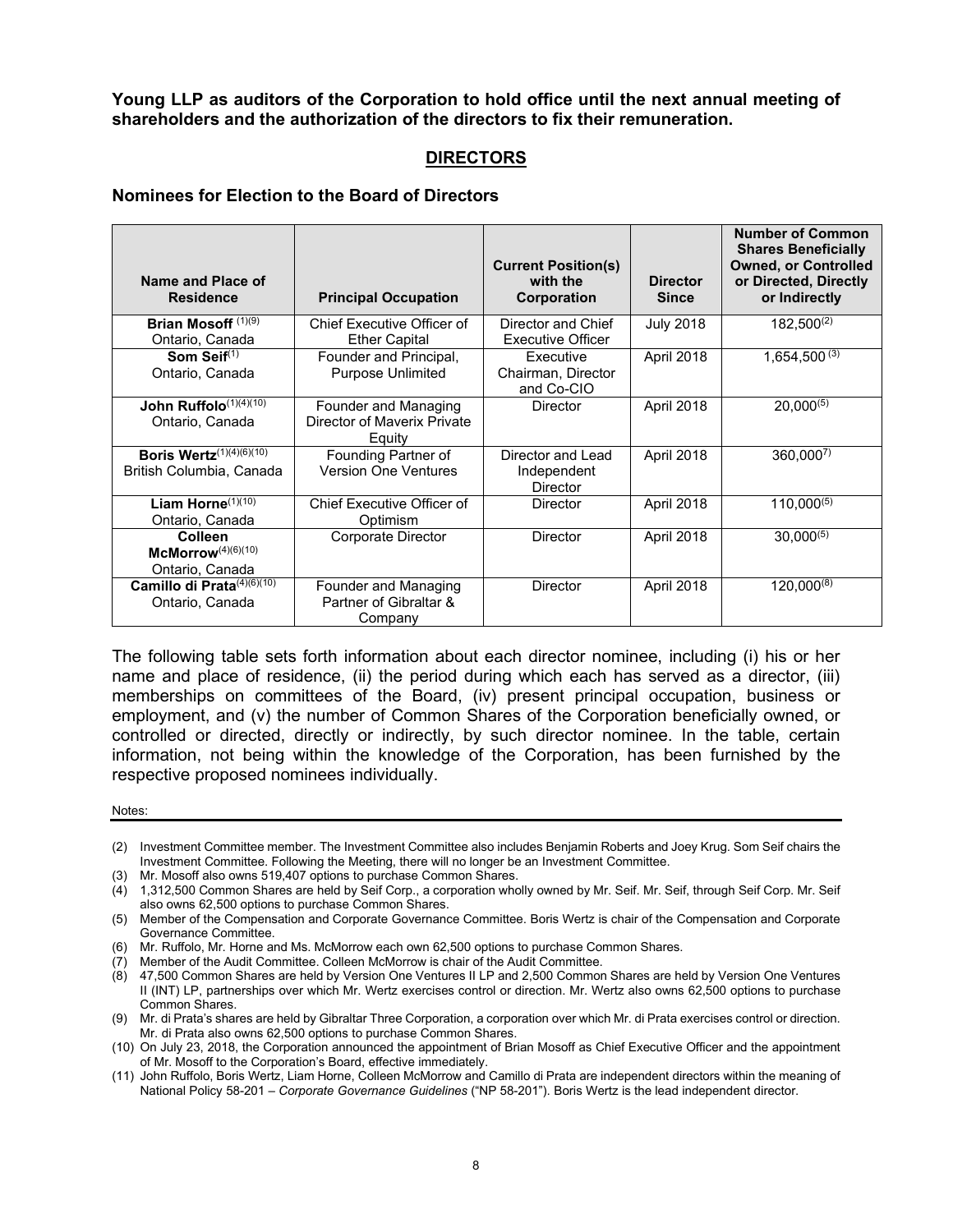**Young LLP as auditors of the Corporation to hold office until the next annual meeting of shareholders and the authorization of the directors to fix their remuneration.**

## DIRECTORS

### Nominees for Election to the Board of Directors

| Name and Place of Residence | Principal Occupation | Current Position(s) with the Corporation | Director Since | Number of Common Shares Beneficially Owned, or Controlled or Directed, Directly or Indirectly |
|---|---|---|---|---|
| **Brian Mosoff** (1)(9) Ontario, Canada | Chief Executive Officer of Ether Capital | Director and Chief Executive Officer | July 2018 | 182,500(2) |
| **Som Seif**(1) Ontario, Canada | Founder and Principal, Purpose Unlimited | Executive Chairman, Director and Co-CIO | April 2018 | 1,654,500 (3) |
| **John Ruffolo**(1)(4)(10) Ontario, Canada | Founder and Managing Director of Maverix Private Equity | Director | April 2018 | 20,000(5) |
| **Boris Wertz**(1)(4)(6)(10) British Columbia, Canada | Founding Partner of Version One Ventures | Director and Lead Independent Director | April 2018 | 360,0007) |
| **Liam Horne**(1)(10) Ontario, Canada | Chief Executive Officer of Optimism | Director | April 2018 | 110,000(5) |
| **Colleen McMorrow**(4)(6)(10) Ontario, Canada | Corporate Director | Director | April 2018 | 30,000(5) |
| **Camillo di Prata**(4)(6)(10) Ontario, Canada | Founder and Managing Partner of Gibraltar & Company | Director | April 2018 | 120,000(8) |

The following table sets forth information about each director nominee, including (i) his or her name and place of residence, (ii) the period during which each has served as a director, (iii) memberships on committees of the Board, (iv) present principal occupation, business or employment, and (v) the number of Common Shares of the Corporation beneficially owned, or controlled or directed, directly or indirectly, by such director nominee. In the table, certain information, not being within the knowledge of the Corporation, has been furnished by the respective proposed nominees individually.

Notes:

(2) Investment Committee member. The Investment Committee also includes Benjamin Roberts and Joey Krug. Som Seif chairs the Investment Committee. Following the Meeting, there will no longer be an Investment Committee.

(3) Mr. Mosoff also owns 519,407 options to purchase Common Shares.

(4) 1,312,500 Common Shares are held by Seif Corp., a corporation wholly owned by Mr. Seif. Mr. Seif, through Seif Corp. Mr. Seif also owns 62,500 options to purchase Common Shares.

(5) Member of the Compensation and Corporate Governance Committee. Boris Wertz is chair of the Compensation and Corporate Governance Committee.

(6) Mr. Ruffolo, Mr. Horne and Ms. McMorrow each own 62,500 options to purchase Common Shares.

(7) Member of the Audit Committee. Colleen McMorrow is chair of the Audit Committee.

(8) 47,500 Common Shares are held by Version One Ventures II LP and 2,500 Common Shares are held by Version One Ventures II (INT) LP, partnerships over which Mr. Wertz exercises control or direction. Mr. Wertz also owns 62,500 options to purchase Common Shares.

(9) Mr. di Prata's shares are held by Gibraltar Three Corporation, a corporation over which Mr. di Prata exercises control or direction. Mr. di Prata also owns 62,500 options to purchase Common Shares.

(10) On July 23, 2018, the Corporation announced the appointment of Brian Mosoff as Chief Executive Officer and the appointment of Mr. Mosoff to the Corporation's Board, effective immediately.

(11) John Ruffolo, Boris Wertz, Liam Horne, Colleen McMorrow and Camillo di Prata are independent directors within the meaning of National Policy 58-201 – *Corporate Governance Guidelines* ("NP 58-201"). Boris Wertz is the lead independent director.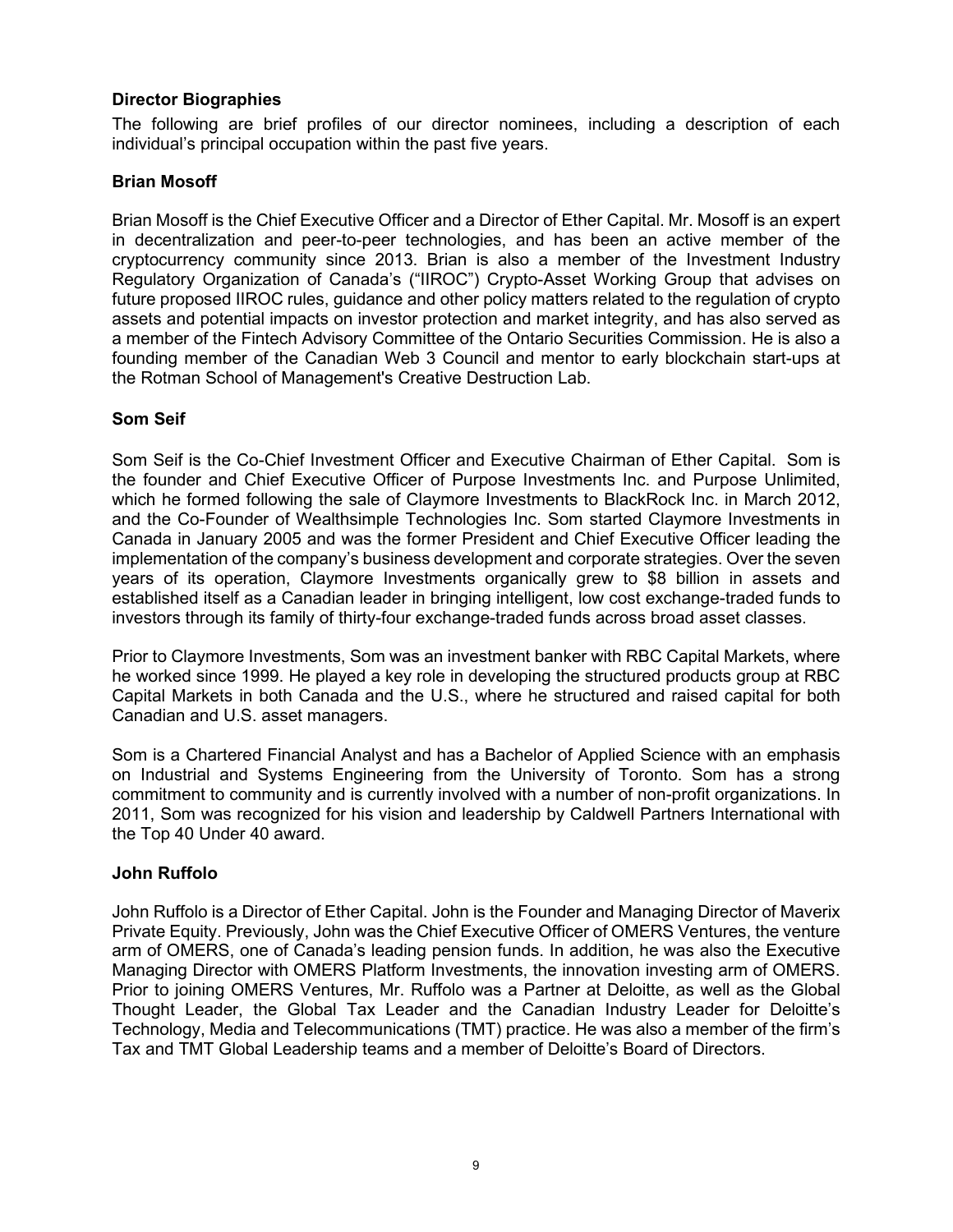## Director Biographies

The following are brief profiles of our director nominees, including a description of each individual's principal occupation within the past five years.

### Brian Mosoff

Brian Mosoff is the Chief Executive Officer and a Director of Ether Capital. Mr. Mosoff is an expert in decentralization and peer-to-peer technologies, and has been an active member of the cryptocurrency community since 2013. Brian is also a member of the Investment Industry Regulatory Organization of Canada's ("IIROC") Crypto-Asset Working Group that advises on future proposed IIROC rules, guidance and other policy matters related to the regulation of crypto assets and potential impacts on investor protection and market integrity, and has also served as a member of the Fintech Advisory Committee of the Ontario Securities Commission. He is also a founding member of the Canadian Web 3 Council and mentor to early blockchain start-ups at the Rotman School of Management's Creative Destruction Lab.

### Som Seif

Som Seif is the Co-Chief Investment Officer and Executive Chairman of Ether Capital. Som is the founder and Chief Executive Officer of Purpose Investments Inc. and Purpose Unlimited, which he formed following the sale of Claymore Investments to BlackRock Inc. in March 2012, and the Co-Founder of Wealthsimple Technologies Inc. Som started Claymore Investments in Canada in January 2005 and was the former President and Chief Executive Officer leading the implementation of the company's business development and corporate strategies. Over the seven years of its operation, Claymore Investments organically grew to $8 billion in assets and established itself as a Canadian leader in bringing intelligent, low cost exchange-traded funds to investors through its family of thirty-four exchange-traded funds across broad asset classes.

Prior to Claymore Investments, Som was an investment banker with RBC Capital Markets, where he worked since 1999. He played a key role in developing the structured products group at RBC Capital Markets in both Canada and the U.S., where he structured and raised capital for both Canadian and U.S. asset managers.

Som is a Chartered Financial Analyst and has a Bachelor of Applied Science with an emphasis on Industrial and Systems Engineering from the University of Toronto. Som has a strong commitment to community and is currently involved with a number of non-profit organizations. In 2011, Som was recognized for his vision and leadership by Caldwell Partners International with the Top 40 Under 40 award.

### John Ruffolo

John Ruffolo is a Director of Ether Capital. John is the Founder and Managing Director of Maverix Private Equity. Previously, John was the Chief Executive Officer of OMERS Ventures, the venture arm of OMERS, one of Canada's leading pension funds. In addition, he was also the Executive Managing Director with OMERS Platform Investments, the innovation investing arm of OMERS. Prior to joining OMERS Ventures, Mr. Ruffolo was a Partner at Deloitte, as well as the Global Thought Leader, the Global Tax Leader and the Canadian Industry Leader for Deloitte's Technology, Media and Telecommunications (TMT) practice. He was also a member of the firm's Tax and TMT Global Leadership teams and a member of Deloitte's Board of Directors.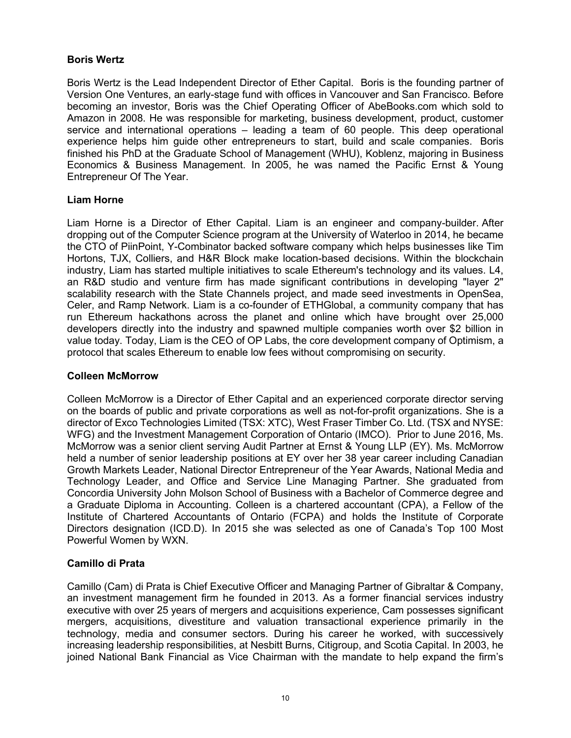**Boris Wertz**

Boris Wertz is the Lead Independent Director of Ether Capital. Boris is the founding partner of Version One Ventures, an early-stage fund with offices in Vancouver and San Francisco. Before becoming an investor, Boris was the Chief Operating Officer of AbeBooks.com which sold to Amazon in 2008. He was responsible for marketing, business development, product, customer service and international operations – leading a team of 60 people. This deep operational experience helps him guide other entrepreneurs to start, build and scale companies. Boris finished his PhD at the Graduate School of Management (WHU), Koblenz, majoring in Business Economics & Business Management. In 2005, he was named the Pacific Ernst & Young Entrepreneur Of The Year.

**Liam Horne**

Liam Horne is a Director of Ether Capital. Liam is an engineer and company-builder. After dropping out of the Computer Science program at the University of Waterloo in 2014, he became the CTO of PiinPoint, Y-Combinator backed software company which helps businesses like Tim Hortons, TJX, Colliers, and H&R Block make location-based decisions. Within the blockchain industry, Liam has started multiple initiatives to scale Ethereum's technology and its values. L4, an R&D studio and venture firm has made significant contributions in developing "layer 2" scalability research with the State Channels project, and made seed investments in OpenSea, Celer, and Ramp Network. Liam is a co-founder of ETHGlobal, a community company that has run Ethereum hackathons across the planet and online which have brought over 25,000 developers directly into the industry and spawned multiple companies worth over $2 billion in value today. Today, Liam is the CEO of OP Labs, the core development company of Optimism, a protocol that scales Ethereum to enable low fees without compromising on security.

**Colleen McMorrow**

Colleen McMorrow is a Director of Ether Capital and an experienced corporate director serving on the boards of public and private corporations as well as not-for-profit organizations. She is a director of Exco Technologies Limited (TSX: XTC), West Fraser Timber Co. Ltd. (TSX and NYSE: WFG) and the Investment Management Corporation of Ontario (IMCO). Prior to June 2016, Ms. McMorrow was a senior client serving Audit Partner at Ernst & Young LLP (EY). Ms. McMorrow held a number of senior leadership positions at EY over her 38 year career including Canadian Growth Markets Leader, National Director Entrepreneur of the Year Awards, National Media and Technology Leader, and Office and Service Line Managing Partner. She graduated from Concordia University John Molson School of Business with a Bachelor of Commerce degree and a Graduate Diploma in Accounting. Colleen is a chartered accountant (CPA), a Fellow of the Institute of Chartered Accountants of Ontario (FCPA) and holds the Institute of Corporate Directors designation (ICD.D). In 2015 she was selected as one of Canada's Top 100 Most Powerful Women by WXN.

**Camillo di Prata**

Camillo (Cam) di Prata is Chief Executive Officer and Managing Partner of Gibraltar & Company, an investment management firm he founded in 2013. As a former financial services industry executive with over 25 years of mergers and acquisitions experience, Cam possesses significant mergers, acquisitions, divestiture and valuation transactional experience primarily in the technology, media and consumer sectors. During his career he worked, with successively increasing leadership responsibilities, at Nesbitt Burns, Citigroup, and Scotia Capital. In 2003, he joined National Bank Financial as Vice Chairman with the mandate to help expand the firm's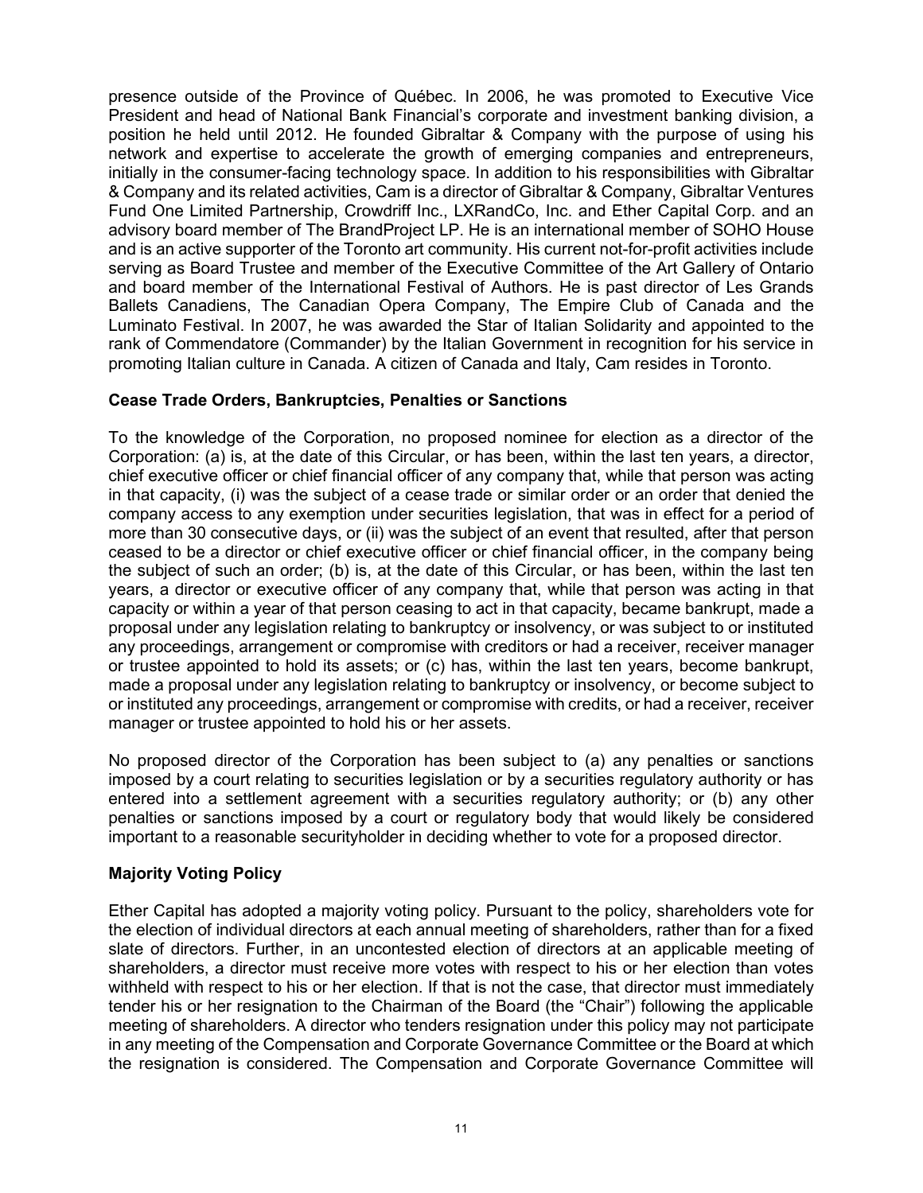presence outside of the Province of Québec. In 2006, he was promoted to Executive Vice President and head of National Bank Financial's corporate and investment banking division, a position he held until 2012. He founded Gibraltar & Company with the purpose of using his network and expertise to accelerate the growth of emerging companies and entrepreneurs, initially in the consumer-facing technology space. In addition to his responsibilities with Gibraltar & Company and its related activities, Cam is a director of Gibraltar & Company, Gibraltar Ventures Fund One Limited Partnership, Crowdriff Inc., LXRandCo, Inc. and Ether Capital Corp. and an advisory board member of The BrandProject LP. He is an international member of SOHO House and is an active supporter of the Toronto art community. His current not-for-profit activities include serving as Board Trustee and member of the Executive Committee of the Art Gallery of Ontario and board member of the International Festival of Authors. He is past director of Les Grands Ballets Canadiens, The Canadian Opera Company, The Empire Club of Canada and the Luminato Festival. In 2007, he was awarded the Star of Italian Solidarity and appointed to the rank of Commendatore (Commander) by the Italian Government in recognition for his service in promoting Italian culture in Canada. A citizen of Canada and Italy, Cam resides in Toronto.

**Cease Trade Orders, Bankruptcies, Penalties or Sanctions**

To the knowledge of the Corporation, no proposed nominee for election as a director of the Corporation: (a) is, at the date of this Circular, or has been, within the last ten years, a director, chief executive officer or chief financial officer of any company that, while that person was acting in that capacity, (i) was the subject of a cease trade or similar order or an order that denied the company access to any exemption under securities legislation, that was in effect for a period of more than 30 consecutive days, or (ii) was the subject of an event that resulted, after that person ceased to be a director or chief executive officer or chief financial officer, in the company being the subject of such an order; (b) is, at the date of this Circular, or has been, within the last ten years, a director or executive officer of any company that, while that person was acting in that capacity or within a year of that person ceasing to act in that capacity, became bankrupt, made a proposal under any legislation relating to bankruptcy or insolvency, or was subject to or instituted any proceedings, arrangement or compromise with creditors or had a receiver, receiver manager or trustee appointed to hold its assets; or (c) has, within the last ten years, become bankrupt, made a proposal under any legislation relating to bankruptcy or insolvency, or become subject to or instituted any proceedings, arrangement or compromise with credits, or had a receiver, receiver manager or trustee appointed to hold his or her assets.

No proposed director of the Corporation has been subject to (a) any penalties or sanctions imposed by a court relating to securities legislation or by a securities regulatory authority or has entered into a settlement agreement with a securities regulatory authority; or (b) any other penalties or sanctions imposed by a court or regulatory body that would likely be considered important to a reasonable securityholder in deciding whether to vote for a proposed director.

**Majority Voting Policy**

Ether Capital has adopted a majority voting policy. Pursuant to the policy, shareholders vote for the election of individual directors at each annual meeting of shareholders, rather than for a fixed slate of directors. Further, in an uncontested election of directors at an applicable meeting of shareholders, a director must receive more votes with respect to his or her election than votes withheld with respect to his or her election. If that is not the case, that director must immediately tender his or her resignation to the Chairman of the Board (the "Chair") following the applicable meeting of shareholders. A director who tenders resignation under this policy may not participate in any meeting of the Compensation and Corporate Governance Committee or the Board at which the resignation is considered. The Compensation and Corporate Governance Committee will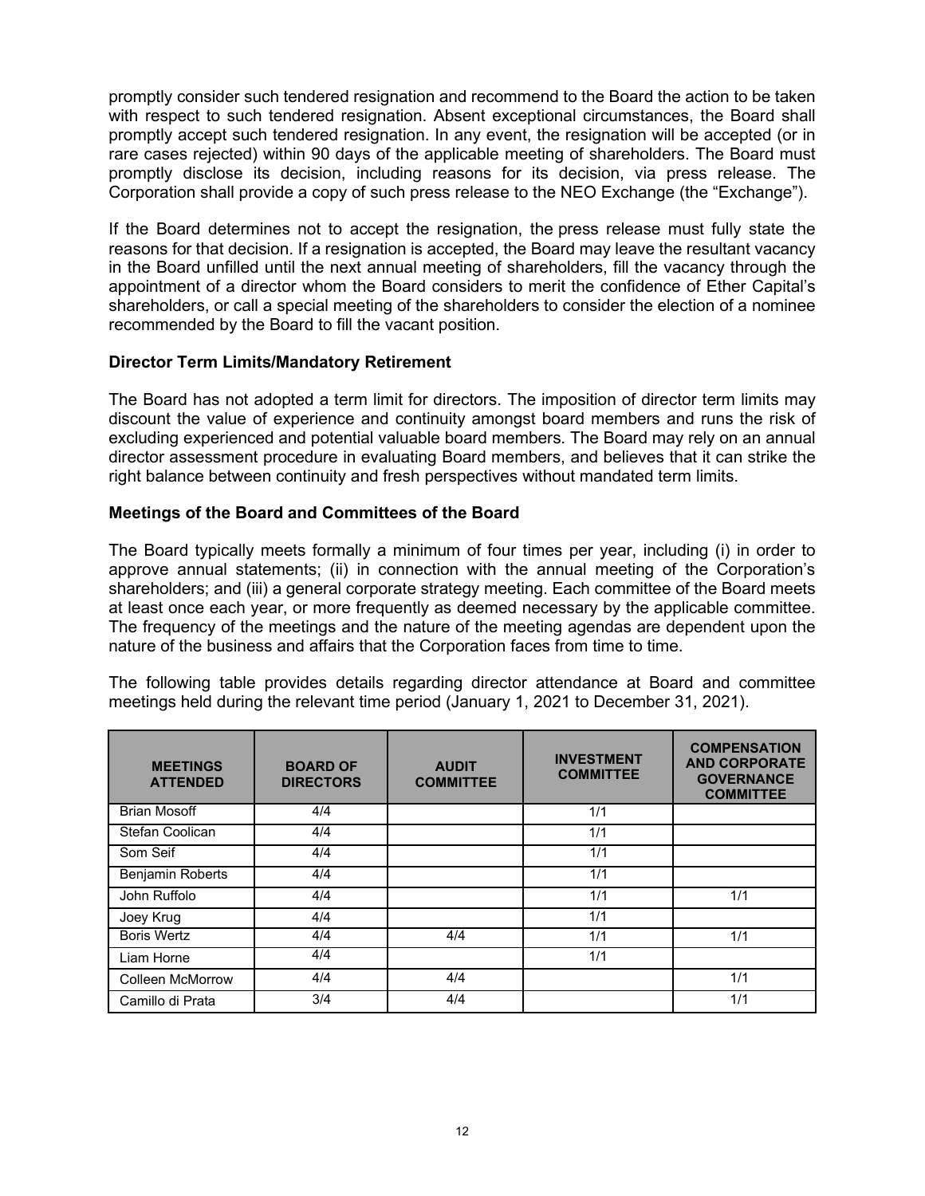promptly consider such tendered resignation and recommend to the Board the action to be taken with respect to such tendered resignation. Absent exceptional circumstances, the Board shall promptly accept such tendered resignation. In any event, the resignation will be accepted (or in rare cases rejected) within 90 days of the applicable meeting of shareholders. The Board must promptly disclose its decision, including reasons for its decision, via press release. The Corporation shall provide a copy of such press release to the NEO Exchange (the "Exchange").

If the Board determines not to accept the resignation, the press release must fully state the reasons for that decision. If a resignation is accepted, the Board may leave the resultant vacancy in the Board unfilled until the next annual meeting of shareholders, fill the vacancy through the appointment of a director whom the Board considers to merit the confidence of Ether Capital's shareholders, or call a special meeting of the shareholders to consider the election of a nominee recommended by the Board to fill the vacant position.

### Director Term Limits/Mandatory Retirement

The Board has not adopted a term limit for directors. The imposition of director term limits may discount the value of experience and continuity amongst board members and runs the risk of excluding experienced and potential valuable board members. The Board may rely on an annual director assessment procedure in evaluating Board members, and believes that it can strike the right balance between continuity and fresh perspectives without mandated term limits.

### Meetings of the Board and Committees of the Board

The Board typically meets formally a minimum of four times per year, including (i) in order to approve annual statements; (ii) in connection with the annual meeting of the Corporation's shareholders; and (iii) a general corporate strategy meeting. Each committee of the Board meets at least once each year, or more frequently as deemed necessary by the applicable committee. The frequency of the meetings and the nature of the meeting agendas are dependent upon the nature of the business and affairs that the Corporation faces from time to time.

The following table provides details regarding director attendance at Board and committee meetings held during the relevant time period (January 1, 2021 to December 31, 2021).

| MEETINGS ATTENDED | BOARD OF DIRECTORS | AUDIT COMMITTEE | INVESTMENT COMMITTEE | COMPENSATION AND CORPORATE GOVERNANCE COMMITTEE |
|---|---|---|---|---|
| Brian Mosoff | 4/4 | | 1/1 | |
| Stefan Coolican | 4/4 | | 1/1 | |
| Som Seif | 4/4 | | 1/1 | |
| Benjamin Roberts | 4/4 | | 1/1 | |
| John Ruffolo | 4/4 | | 1/1 | 1/1 |
| Joey Krug | 4/4 | | 1/1 | |
| Boris Wertz | 4/4 | 4/4 | 1/1 | 1/1 |
| Liam Horne | 4/4 | | 1/1 | |
| Colleen McMorrow | 4/4 | 4/4 | | 1/1 |
| Camillo di Prata | 3/4 | 4/4 | | 1/1 |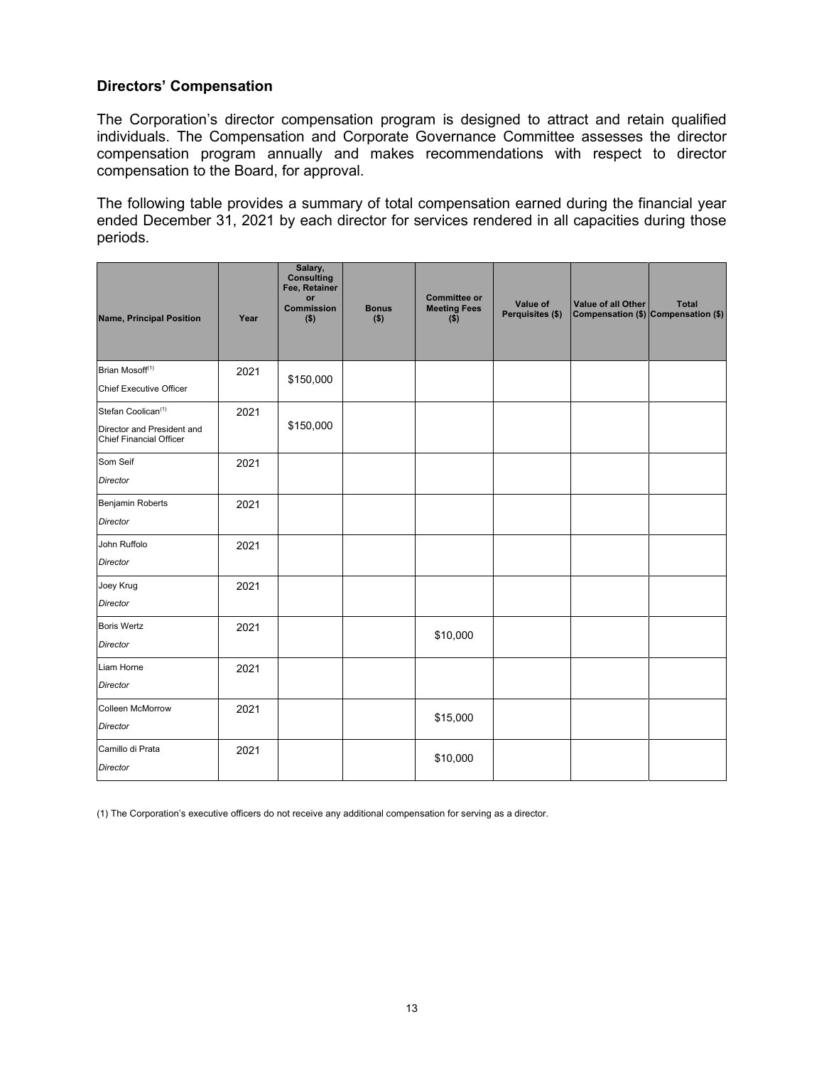### Directors' Compensation

The Corporation's director compensation program is designed to attract and retain qualified individuals. The Compensation and Corporate Governance Committee assesses the director compensation program annually and makes recommendations with respect to director compensation to the Board, for approval.

The following table provides a summary of total compensation earned during the financial year ended December 31, 2021 by each director for services rendered in all capacities during those periods.

| Name, Principal Position | Year | Salary, Consulting Fee, Retainer or Commission ($) | Bonus ($) | Committee or Meeting Fees ($) | Value of Perquisites ($) | Value of all Other Compensation ($) | Total Compensation ($) |
|---|---|---|---|---|---|---|---|
| Brian Mosoff[1]<br>Chief Executive Officer | 2021 | $150,000 | | | | | |
| Stefan Coolican[1]<br>Director and President and Chief Financial Officer | 2021 | $150,000 | | | | | |
| Som Seif<br>*Director* | 2021 | | | | | | |
| Benjamin Roberts<br>*Director* | 2021 | | | | | | |
| John Ruffolo<br>*Director* | 2021 | | | | | | |
| Joey Krug<br>*Director* | 2021 | | | | | | |
| Boris Wertz<br>*Director* | 2021 | | | $10,000 | | | |
| Liam Horne<br>*Director* | 2021 | | | | | | |
| Colleen McMorrow<br>*Director* | 2021 | | | $15,000 | | | |
| Camillo di Prata<br>*Director* | 2021 | | | $10,000 | | | |

(1) The Corporation's executive officers do not receive any additional compensation for serving as a director.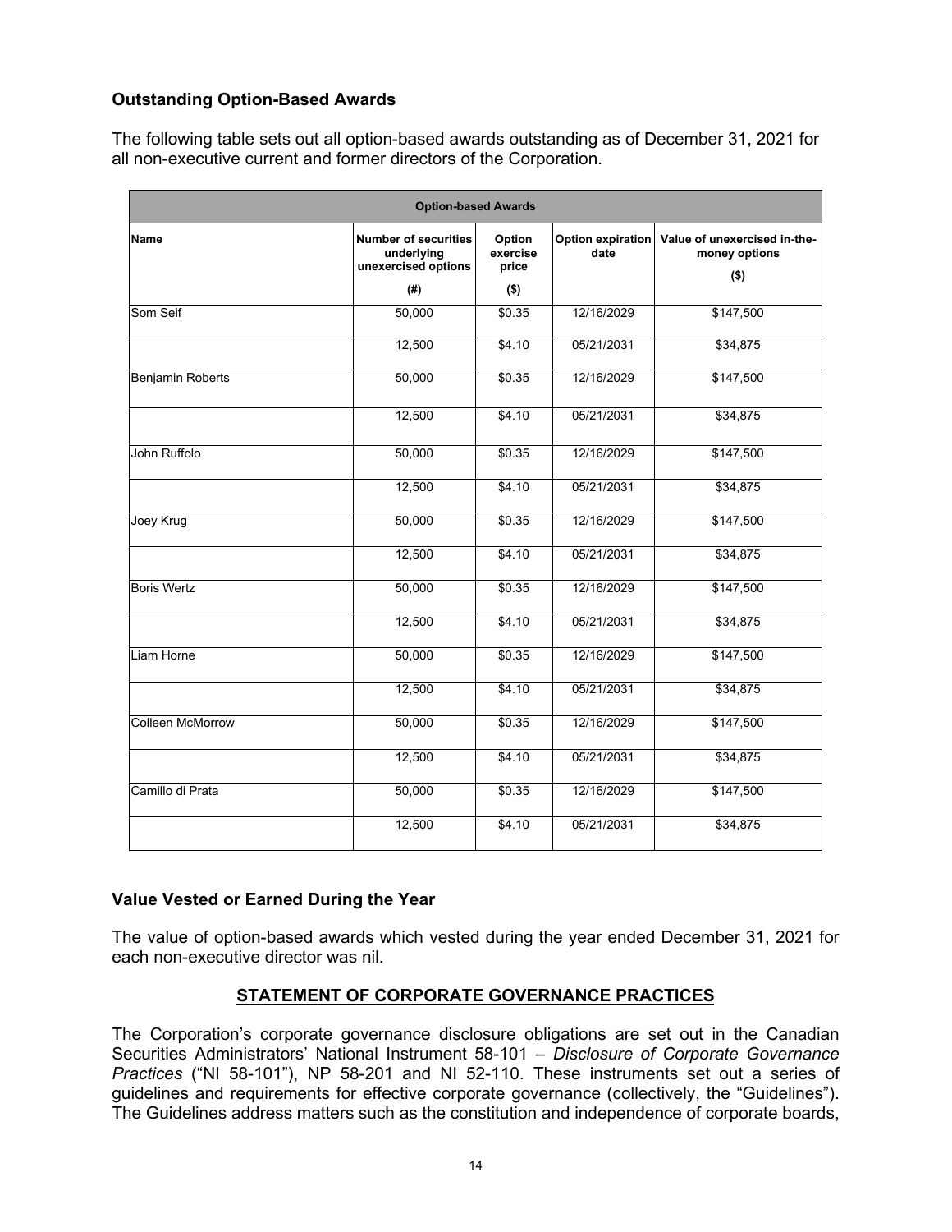## Outstanding Option-Based Awards

The following table sets out all option-based awards outstanding as of December 31, 2021 for all non-executive current and former directors of the Corporation.

| Option-based Awards | | | | |
|---|---|---|---|---|
| **Name** | **Number of securities underlying unexercised options (#)** | **Option exercise price ($)** | **Option expiration date** | **Value of unexercised in-the-money options ($)** |
| Som Seif | 50,000 | $0.35 | 12/16/2029 | $147,500 |
| | 12,500 | $4.10 | 05/21/2031 | $34,875 |
| Benjamin Roberts | 50,000 | $0.35 | 12/16/2029 | $147,500 |
| | 12,500 | $4.10 | 05/21/2031 | $34,875 |
| John Ruffolo | 50,000 | $0.35 | 12/16/2029 | $147,500 |
| | 12,500 | $4.10 | 05/21/2031 | $34,875 |
| Joey Krug | 50,000 | $0.35 | 12/16/2029 | $147,500 |
| | 12,500 | $4.10 | 05/21/2031 | $34,875 |
| Boris Wertz | 50,000 | $0.35 | 12/16/2029 | $147,500 |
| | 12,500 | $4.10 | 05/21/2031 | $34,875 |
| Liam Horne | 50,000 | $0.35 | 12/16/2029 | $147,500 |
| | 12,500 | $4.10 | 05/21/2031 | $34,875 |
| Colleen McMorrow | 50,000 | $0.35 | 12/16/2029 | $147,500 |
| | 12,500 | $4.10 | 05/21/2031 | $34,875 |
| Camillo di Prata | 50,000 | $0.35 | 12/16/2029 | $147,500 |
| | 12,500 | $4.10 | 05/21/2031 | $34,875 |

## Value Vested or Earned During the Year

The value of option-based awards which vested during the year ended December 31, 2021 for each non-executive director was nil.

## STATEMENT OF CORPORATE GOVERNANCE PRACTICES

The Corporation's corporate governance disclosure obligations are set out in the Canadian Securities Administrators' National Instrument 58-101 – *Disclosure of Corporate Governance Practices* ("NI 58-101"), NP 58-201 and NI 52-110. These instruments set out a series of guidelines and requirements for effective corporate governance (collectively, the "Guidelines"). The Guidelines address matters such as the constitution and independence of corporate boards,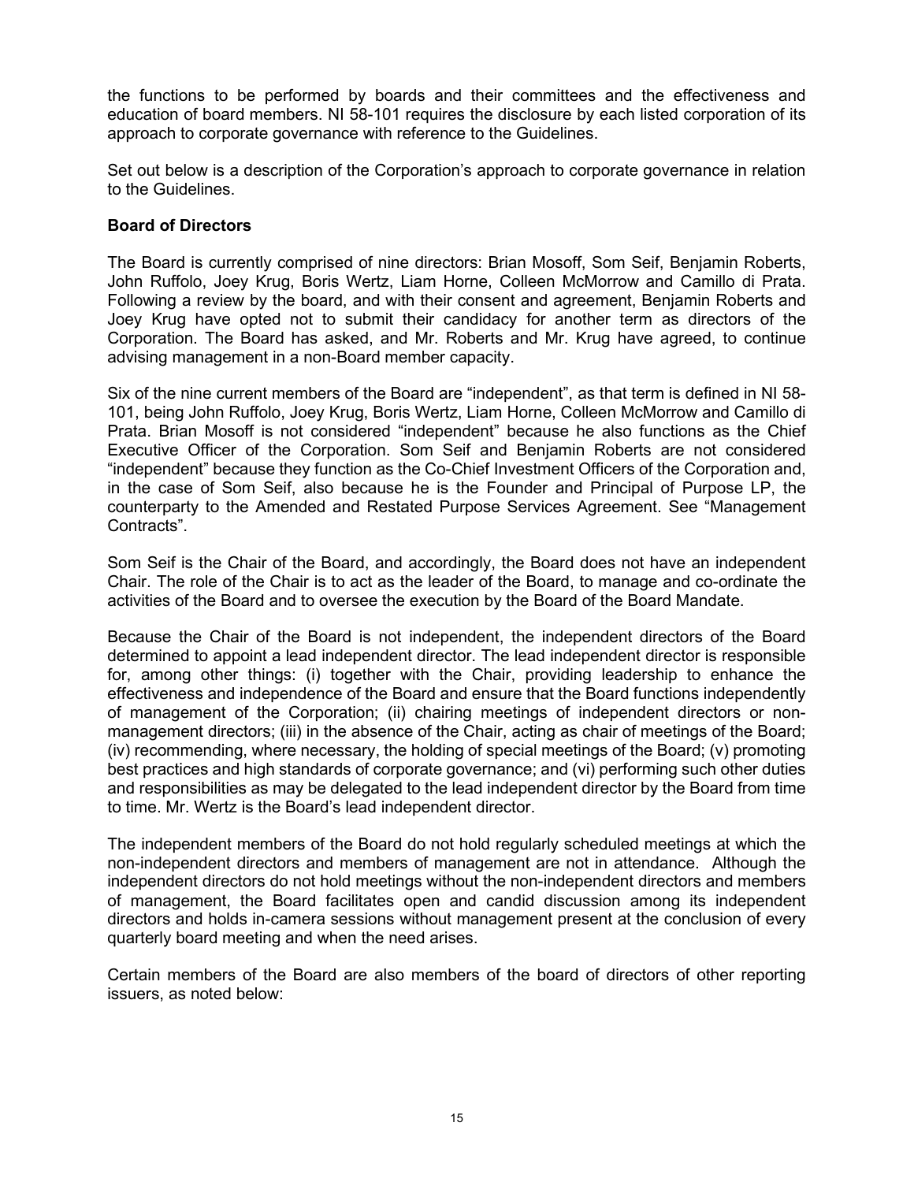the functions to be performed by boards and their committees and the effectiveness and education of board members. NI 58-101 requires the disclosure by each listed corporation of its approach to corporate governance with reference to the Guidelines.

Set out below is a description of the Corporation's approach to corporate governance in relation to the Guidelines.

**Board of Directors**

The Board is currently comprised of nine directors: Brian Mosoff, Som Seif, Benjamin Roberts, John Ruffolo, Joey Krug, Boris Wertz, Liam Horne, Colleen McMorrow and Camillo di Prata. Following a review by the board, and with their consent and agreement, Benjamin Roberts and Joey Krug have opted not to submit their candidacy for another term as directors of the Corporation. The Board has asked, and Mr. Roberts and Mr. Krug have agreed, to continue advising management in a non-Board member capacity.

Six of the nine current members of the Board are "independent", as that term is defined in NI 58-101, being John Ruffolo, Joey Krug, Boris Wertz, Liam Horne, Colleen McMorrow and Camillo di Prata. Brian Mosoff is not considered "independent" because he also functions as the Chief Executive Officer of the Corporation. Som Seif and Benjamin Roberts are not considered "independent" because they function as the Co-Chief Investment Officers of the Corporation and, in the case of Som Seif, also because he is the Founder and Principal of Purpose LP, the counterparty to the Amended and Restated Purpose Services Agreement. See "Management Contracts".

Som Seif is the Chair of the Board, and accordingly, the Board does not have an independent Chair. The role of the Chair is to act as the leader of the Board, to manage and co-ordinate the activities of the Board and to oversee the execution by the Board of the Board Mandate.

Because the Chair of the Board is not independent, the independent directors of the Board determined to appoint a lead independent director. The lead independent director is responsible for, among other things: (i) together with the Chair, providing leadership to enhance the effectiveness and independence of the Board and ensure that the Board functions independently of management of the Corporation; (ii) chairing meetings of independent directors or non-management directors; (iii) in the absence of the Chair, acting as chair of meetings of the Board; (iv) recommending, where necessary, the holding of special meetings of the Board; (v) promoting best practices and high standards of corporate governance; and (vi) performing such other duties and responsibilities as may be delegated to the lead independent director by the Board from time to time. Mr. Wertz is the Board's lead independent director.

The independent members of the Board do not hold regularly scheduled meetings at which the non-independent directors and members of management are not in attendance. Although the independent directors do not hold meetings without the non-independent directors and members of management, the Board facilitates open and candid discussion among its independent directors and holds in-camera sessions without management present at the conclusion of every quarterly board meeting and when the need arises.

Certain members of the Board are also members of the board of directors of other reporting issuers, as noted below: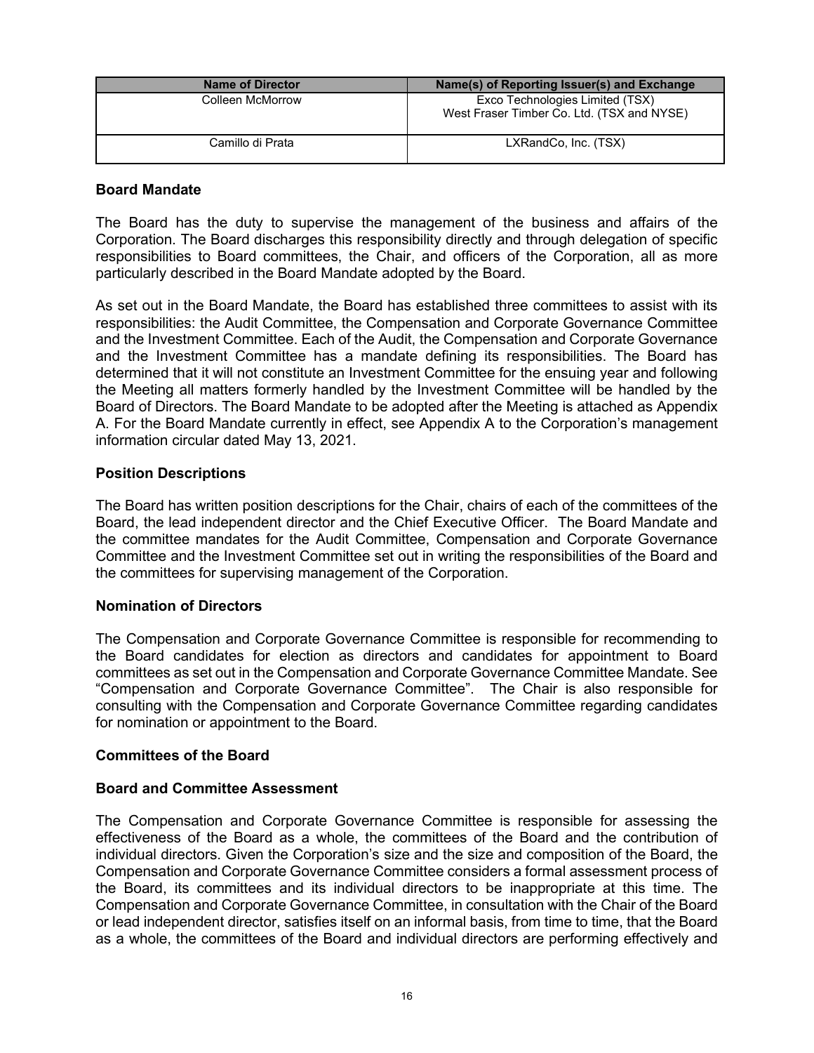| Name of Director | Name(s) of Reporting Issuer(s) and Exchange |
| --- | --- |
| Colleen McMorrow | Exco Technologies Limited (TSX)<br>West Fraser Timber Co. Ltd. (TSX and NYSE) |
| Camillo di Prata | LXRandCo, Inc. (TSX) |

### Board Mandate

The Board has the duty to supervise the management of the business and affairs of the Corporation. The Board discharges this responsibility directly and through delegation of specific responsibilities to Board committees, the Chair, and officers of the Corporation, all as more particularly described in the Board Mandate adopted by the Board.

As set out in the Board Mandate, the Board has established three committees to assist with its responsibilities: the Audit Committee, the Compensation and Corporate Governance Committee and the Investment Committee. Each of the Audit, the Compensation and Corporate Governance and the Investment Committee has a mandate defining its responsibilities. The Board has determined that it will not constitute an Investment Committee for the ensuing year and following the Meeting all matters formerly handled by the Investment Committee will be handled by the Board of Directors. The Board Mandate to be adopted after the Meeting is attached as Appendix A. For the Board Mandate currently in effect, see Appendix A to the Corporation's management information circular dated May 13, 2021.

### Position Descriptions

The Board has written position descriptions for the Chair, chairs of each of the committees of the Board, the lead independent director and the Chief Executive Officer. The Board Mandate and the committee mandates for the Audit Committee, Compensation and Corporate Governance Committee and the Investment Committee set out in writing the responsibilities of the Board and the committees for supervising management of the Corporation.

### Nomination of Directors

The Compensation and Corporate Governance Committee is responsible for recommending to the Board candidates for election as directors and candidates for appointment to Board committees as set out in the Compensation and Corporate Governance Committee Mandate. See "Compensation and Corporate Governance Committee". The Chair is also responsible for consulting with the Compensation and Corporate Governance Committee regarding candidates for nomination or appointment to the Board.

### Committees of the Board

### Board and Committee Assessment

The Compensation and Corporate Governance Committee is responsible for assessing the effectiveness of the Board as a whole, the committees of the Board and the contribution of individual directors. Given the Corporation's size and the size and composition of the Board, the Compensation and Corporate Governance Committee considers a formal assessment process of the Board, its committees and its individual directors to be inappropriate at this time. The Compensation and Corporate Governance Committee, in consultation with the Chair of the Board or lead independent director, satisfies itself on an informal basis, from time to time, that the Board as a whole, the committees of the Board and individual directors are performing effectively and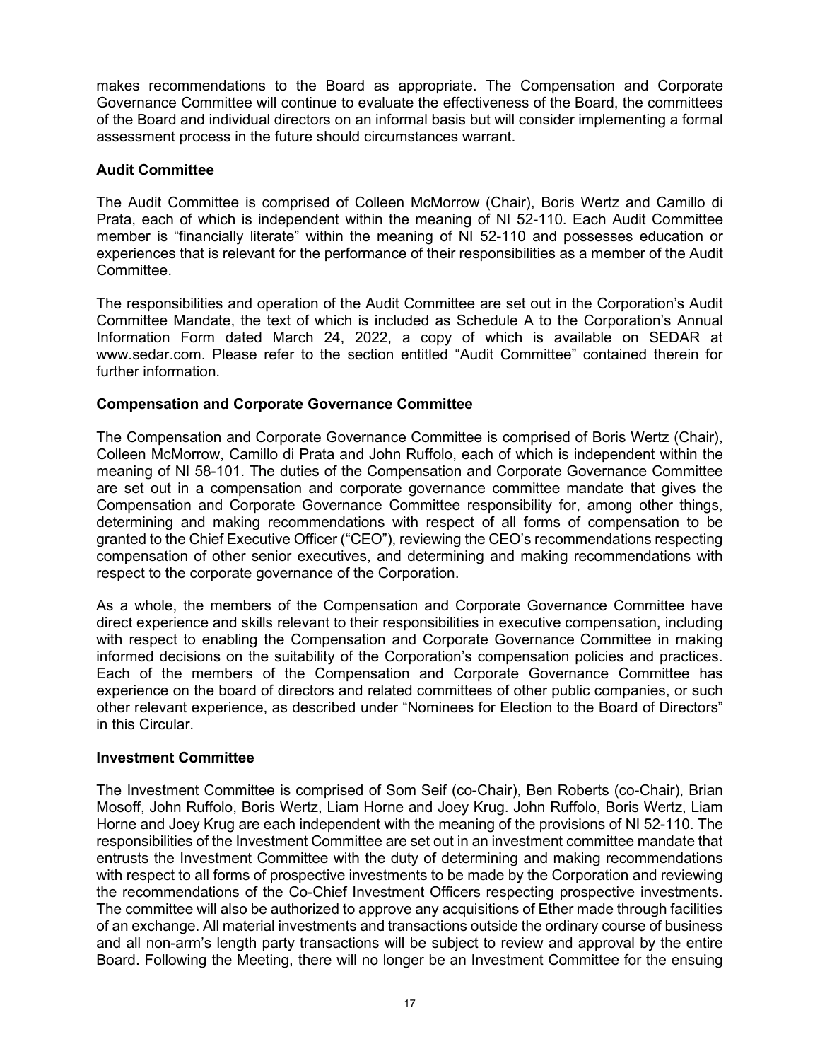makes recommendations to the Board as appropriate. The Compensation and Corporate Governance Committee will continue to evaluate the effectiveness of the Board, the committees of the Board and individual directors on an informal basis but will consider implementing a formal assessment process in the future should circumstances warrant.

### Audit Committee

The Audit Committee is comprised of Colleen McMorrow (Chair), Boris Wertz and Camillo di Prata, each of which is independent within the meaning of NI 52-110. Each Audit Committee member is "financially literate" within the meaning of NI 52-110 and possesses education or experiences that is relevant for the performance of their responsibilities as a member of the Audit Committee.

The responsibilities and operation of the Audit Committee are set out in the Corporation's Audit Committee Mandate, the text of which is included as Schedule A to the Corporation's Annual Information Form dated March 24, 2022, a copy of which is available on SEDAR at www.sedar.com. Please refer to the section entitled "Audit Committee" contained therein for further information.

### Compensation and Corporate Governance Committee

The Compensation and Corporate Governance Committee is comprised of Boris Wertz (Chair), Colleen McMorrow, Camillo di Prata and John Ruffolo, each of which is independent within the meaning of NI 58-101. The duties of the Compensation and Corporate Governance Committee are set out in a compensation and corporate governance committee mandate that gives the Compensation and Corporate Governance Committee responsibility for, among other things, determining and making recommendations with respect of all forms of compensation to be granted to the Chief Executive Officer ("CEO"), reviewing the CEO's recommendations respecting compensation of other senior executives, and determining and making recommendations with respect to the corporate governance of the Corporation.

As a whole, the members of the Compensation and Corporate Governance Committee have direct experience and skills relevant to their responsibilities in executive compensation, including with respect to enabling the Compensation and Corporate Governance Committee in making informed decisions on the suitability of the Corporation's compensation policies and practices. Each of the members of the Compensation and Corporate Governance Committee has experience on the board of directors and related committees of other public companies, or such other relevant experience, as described under "Nominees for Election to the Board of Directors" in this Circular.

### Investment Committee

The Investment Committee is comprised of Som Seif (co-Chair), Ben Roberts (co-Chair), Brian Mosoff, John Ruffolo, Boris Wertz, Liam Horne and Joey Krug. John Ruffolo, Boris Wertz, Liam Horne and Joey Krug are each independent with the meaning of the provisions of NI 52-110. The responsibilities of the Investment Committee are set out in an investment committee mandate that entrusts the Investment Committee with the duty of determining and making recommendations with respect to all forms of prospective investments to be made by the Corporation and reviewing the recommendations of the Co-Chief Investment Officers respecting prospective investments. The committee will also be authorized to approve any acquisitions of Ether made through facilities of an exchange. All material investments and transactions outside the ordinary course of business and all non-arm's length party transactions will be subject to review and approval by the entire Board. Following the Meeting, there will no longer be an Investment Committee for the ensuing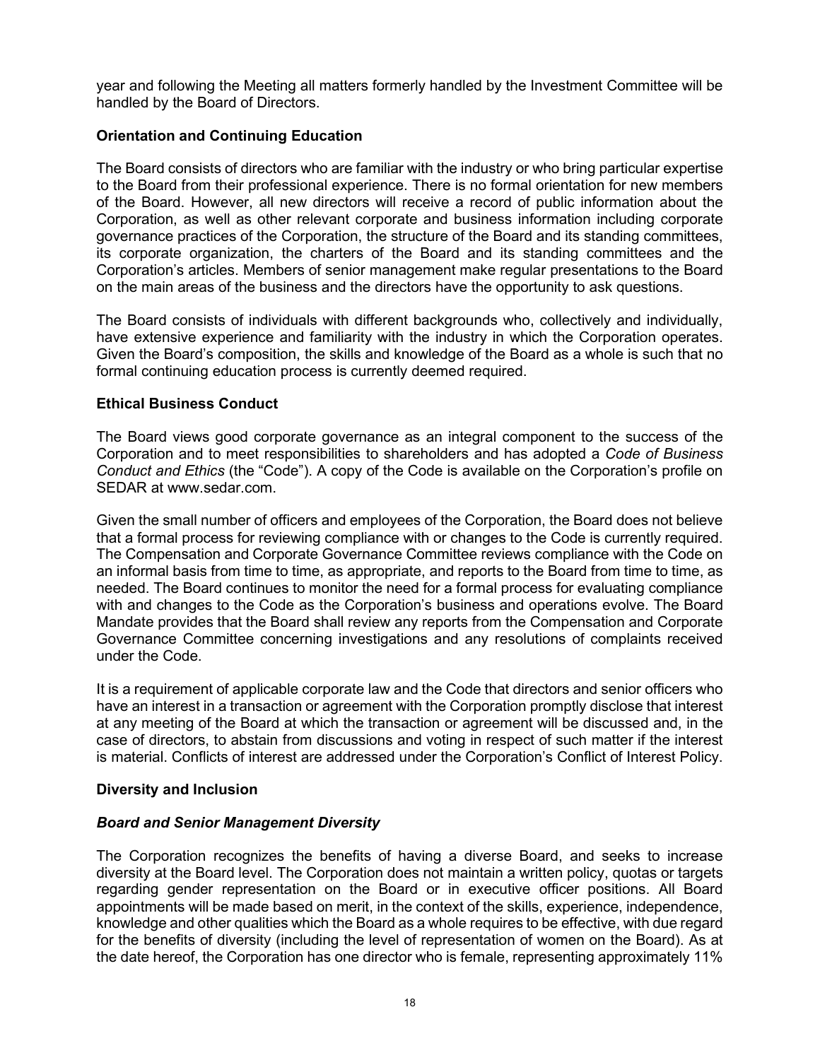year and following the Meeting all matters formerly handled by the Investment Committee will be handled by the Board of Directors.

## Orientation and Continuing Education

The Board consists of directors who are familiar with the industry or who bring particular expertise to the Board from their professional experience. There is no formal orientation for new members of the Board. However, all new directors will receive a record of public information about the Corporation, as well as other relevant corporate and business information including corporate governance practices of the Corporation, the structure of the Board and its standing committees, its corporate organization, the charters of the Board and its standing committees and the Corporation's articles. Members of senior management make regular presentations to the Board on the main areas of the business and the directors have the opportunity to ask questions.

The Board consists of individuals with different backgrounds who, collectively and individually, have extensive experience and familiarity with the industry in which the Corporation operates. Given the Board's composition, the skills and knowledge of the Board as a whole is such that no formal continuing education process is currently deemed required.

## Ethical Business Conduct

The Board views good corporate governance as an integral component to the success of the Corporation and to meet responsibilities to shareholders and has adopted a *Code of Business Conduct and Ethics* (the "Code"). A copy of the Code is available on the Corporation's profile on SEDAR at www.sedar.com.

Given the small number of officers and employees of the Corporation, the Board does not believe that a formal process for reviewing compliance with or changes to the Code is currently required. The Compensation and Corporate Governance Committee reviews compliance with the Code on an informal basis from time to time, as appropriate, and reports to the Board from time to time, as needed. The Board continues to monitor the need for a formal process for evaluating compliance with and changes to the Code as the Corporation's business and operations evolve. The Board Mandate provides that the Board shall review any reports from the Compensation and Corporate Governance Committee concerning investigations and any resolutions of complaints received under the Code.

It is a requirement of applicable corporate law and the Code that directors and senior officers who have an interest in a transaction or agreement with the Corporation promptly disclose that interest at any meeting of the Board at which the transaction or agreement will be discussed and, in the case of directors, to abstain from discussions and voting in respect of such matter if the interest is material. Conflicts of interest are addressed under the Corporation's Conflict of Interest Policy.

## Diversity and Inclusion

### *Board and Senior Management Diversity*

The Corporation recognizes the benefits of having a diverse Board, and seeks to increase diversity at the Board level. The Corporation does not maintain a written policy, quotas or targets regarding gender representation on the Board or in executive officer positions. All Board appointments will be made based on merit, in the context of the skills, experience, independence, knowledge and other qualities which the Board as a whole requires to be effective, with due regard for the benefits of diversity (including the level of representation of women on the Board). As at the date hereof, the Corporation has one director who is female, representing approximately 11%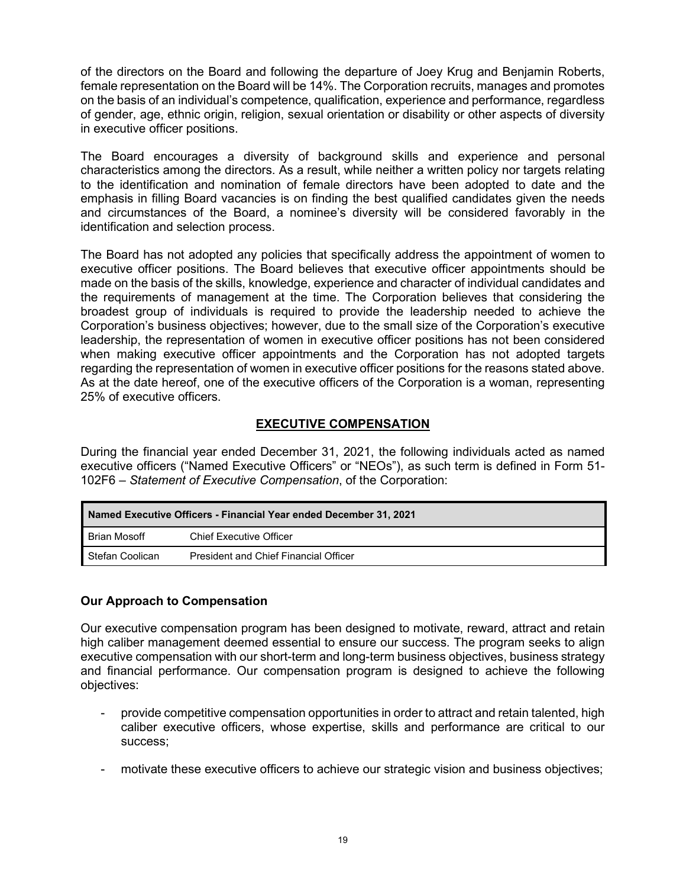of the directors on the Board and following the departure of Joey Krug and Benjamin Roberts, female representation on the Board will be 14%. The Corporation recruits, manages and promotes on the basis of an individual's competence, qualification, experience and performance, regardless of gender, age, ethnic origin, religion, sexual orientation or disability or other aspects of diversity in executive officer positions.

The Board encourages a diversity of background skills and experience and personal characteristics among the directors. As a result, while neither a written policy nor targets relating to the identification and nomination of female directors have been adopted to date and the emphasis in filling Board vacancies is on finding the best qualified candidates given the needs and circumstances of the Board, a nominee's diversity will be considered favorably in the identification and selection process.

The Board has not adopted any policies that specifically address the appointment of women to executive officer positions. The Board believes that executive officer appointments should be made on the basis of the skills, knowledge, experience and character of individual candidates and the requirements of management at the time. The Corporation believes that considering the broadest group of individuals is required to provide the leadership needed to achieve the Corporation's business objectives; however, due to the small size of the Corporation's executive leadership, the representation of women in executive officer positions has not been considered when making executive officer appointments and the Corporation has not adopted targets regarding the representation of women in executive officer positions for the reasons stated above. As at the date hereof, one of the executive officers of the Corporation is a woman, representing 25% of executive officers.

## EXECUTIVE COMPENSATION

During the financial year ended December 31, 2021, the following individuals acted as named executive officers ("Named Executive Officers" or "NEOs"), as such term is defined in Form 51-102F6 – *Statement of Executive Compensation*, of the Corporation:

| Named Executive Officers - Financial Year ended December 31, 2021 | |
|---|---|
| Brian Mosoff | Chief Executive Officer |
| Stefan Coolican | President and Chief Financial Officer |

### Our Approach to Compensation

Our executive compensation program has been designed to motivate, reward, attract and retain high caliber management deemed essential to ensure our success. The program seeks to align executive compensation with our short-term and long-term business objectives, business strategy and financial performance. Our compensation program is designed to achieve the following objectives:

- provide competitive compensation opportunities in order to attract and retain talented, high caliber executive officers, whose expertise, skills and performance are critical to our success;
- motivate these executive officers to achieve our strategic vision and business objectives;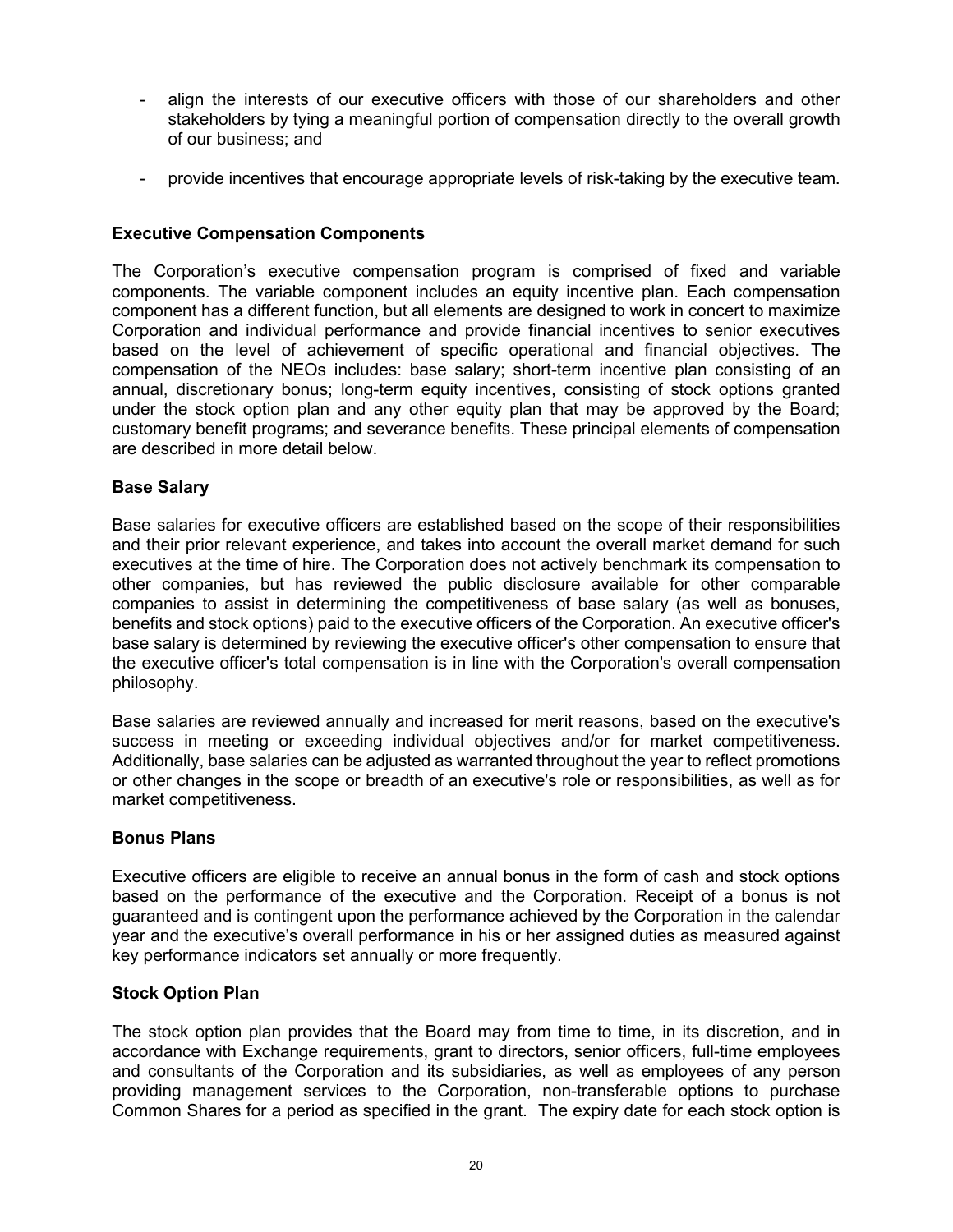- align the interests of our executive officers with those of our shareholders and other stakeholders by tying a meaningful portion of compensation directly to the overall growth of our business; and

- provide incentives that encourage appropriate levels of risk-taking by the executive team.

### Executive Compensation Components

The Corporation’s executive compensation program is comprised of fixed and variable components. The variable component includes an equity incentive plan. Each compensation component has a different function, but all elements are designed to work in concert to maximize Corporation and individual performance and provide financial incentives to senior executives based on the level of achievement of specific operational and financial objectives. The compensation of the NEOs includes: base salary; short-term incentive plan consisting of an annual, discretionary bonus; long-term equity incentives, consisting of stock options granted under the stock option plan and any other equity plan that may be approved by the Board; customary benefit programs; and severance benefits. These principal elements of compensation are described in more detail below.

### Base Salary

Base salaries for executive officers are established based on the scope of their responsibilities and their prior relevant experience, and takes into account the overall market demand for such executives at the time of hire. The Corporation does not actively benchmark its compensation to other companies, but has reviewed the public disclosure available for other comparable companies to assist in determining the competitiveness of base salary (as well as bonuses, benefits and stock options) paid to the executive officers of the Corporation. An executive officer's base salary is determined by reviewing the executive officer's other compensation to ensure that the executive officer's total compensation is in line with the Corporation's overall compensation philosophy.

Base salaries are reviewed annually and increased for merit reasons, based on the executive's success in meeting or exceeding individual objectives and/or for market competitiveness. Additionally, base salaries can be adjusted as warranted throughout the year to reflect promotions or other changes in the scope or breadth of an executive's role or responsibilities, as well as for market competitiveness.

### Bonus Plans

Executive officers are eligible to receive an annual bonus in the form of cash and stock options based on the performance of the executive and the Corporation. Receipt of a bonus is not guaranteed and is contingent upon the performance achieved by the Corporation in the calendar year and the executive’s overall performance in his or her assigned duties as measured against key performance indicators set annually or more frequently.

### Stock Option Plan

The stock option plan provides that the Board may from time to time, in its discretion, and in accordance with Exchange requirements, grant to directors, senior officers, full-time employees and consultants of the Corporation and its subsidiaries, as well as employees of any person providing management services to the Corporation, non-transferable options to purchase Common Shares for a period as specified in the grant. The expiry date for each stock option is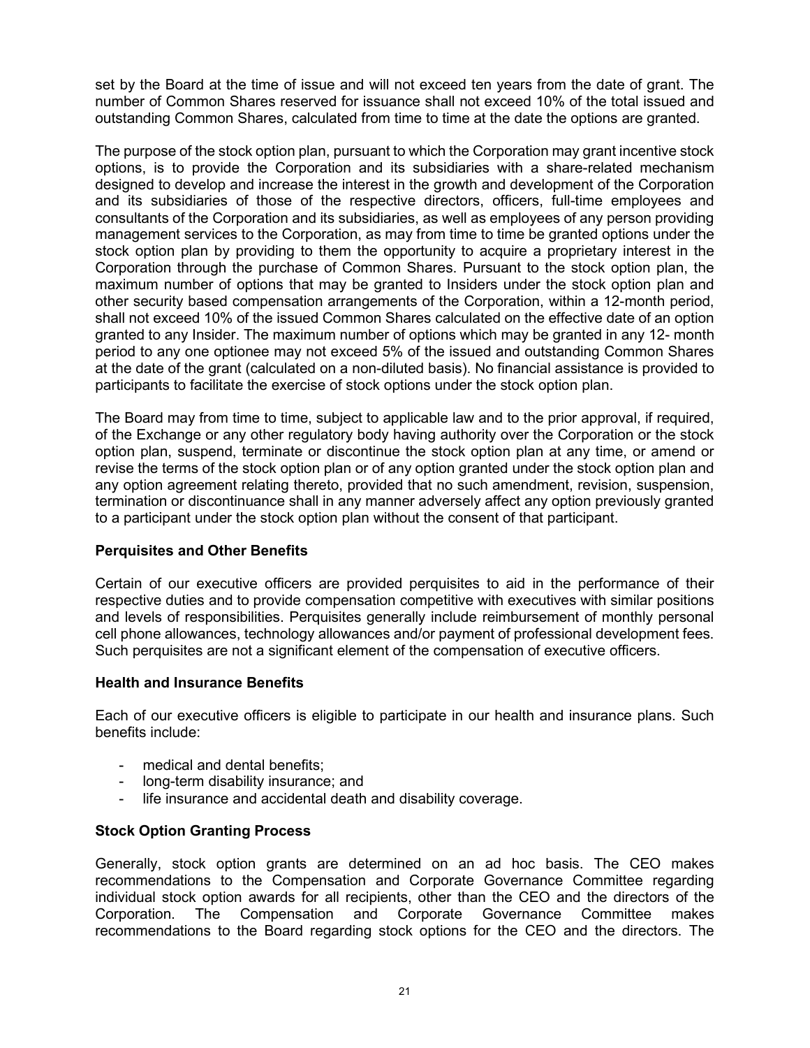set by the Board at the time of issue and will not exceed ten years from the date of grant. The number of Common Shares reserved for issuance shall not exceed 10% of the total issued and outstanding Common Shares, calculated from time to time at the date the options are granted.

The purpose of the stock option plan, pursuant to which the Corporation may grant incentive stock options, is to provide the Corporation and its subsidiaries with a share-related mechanism designed to develop and increase the interest in the growth and development of the Corporation and its subsidiaries of those of the respective directors, officers, full-time employees and consultants of the Corporation and its subsidiaries, as well as employees of any person providing management services to the Corporation, as may from time to time be granted options under the stock option plan by providing to them the opportunity to acquire a proprietary interest in the Corporation through the purchase of Common Shares. Pursuant to the stock option plan, the maximum number of options that may be granted to Insiders under the stock option plan and other security based compensation arrangements of the Corporation, within a 12-month period, shall not exceed 10% of the issued Common Shares calculated on the effective date of an option granted to any Insider. The maximum number of options which may be granted in any 12- month period to any one optionee may not exceed 5% of the issued and outstanding Common Shares at the date of the grant (calculated on a non-diluted basis). No financial assistance is provided to participants to facilitate the exercise of stock options under the stock option plan.

The Board may from time to time, subject to applicable law and to the prior approval, if required, of the Exchange or any other regulatory body having authority over the Corporation or the stock option plan, suspend, terminate or discontinue the stock option plan at any time, or amend or revise the terms of the stock option plan or of any option granted under the stock option plan and any option agreement relating thereto, provided that no such amendment, revision, suspension, termination or discontinuance shall in any manner adversely affect any option previously granted to a participant under the stock option plan without the consent of that participant.

**Perquisites and Other Benefits**

Certain of our executive officers are provided perquisites to aid in the performance of their respective duties and to provide compensation competitive with executives with similar positions and levels of responsibilities. Perquisites generally include reimbursement of monthly personal cell phone allowances, technology allowances and/or payment of professional development fees. Such perquisites are not a significant element of the compensation of executive officers.

**Health and Insurance Benefits**

Each of our executive officers is eligible to participate in our health and insurance plans. Such benefits include:

- medical and dental benefits;
- long-term disability insurance; and
- life insurance and accidental death and disability coverage.

**Stock Option Granting Process**

Generally, stock option grants are determined on an ad hoc basis. The CEO makes recommendations to the Compensation and Corporate Governance Committee regarding individual stock option awards for all recipients, other than the CEO and the directors of the Corporation. The Compensation and Corporate Governance Committee makes recommendations to the Board regarding stock options for the CEO and the directors. The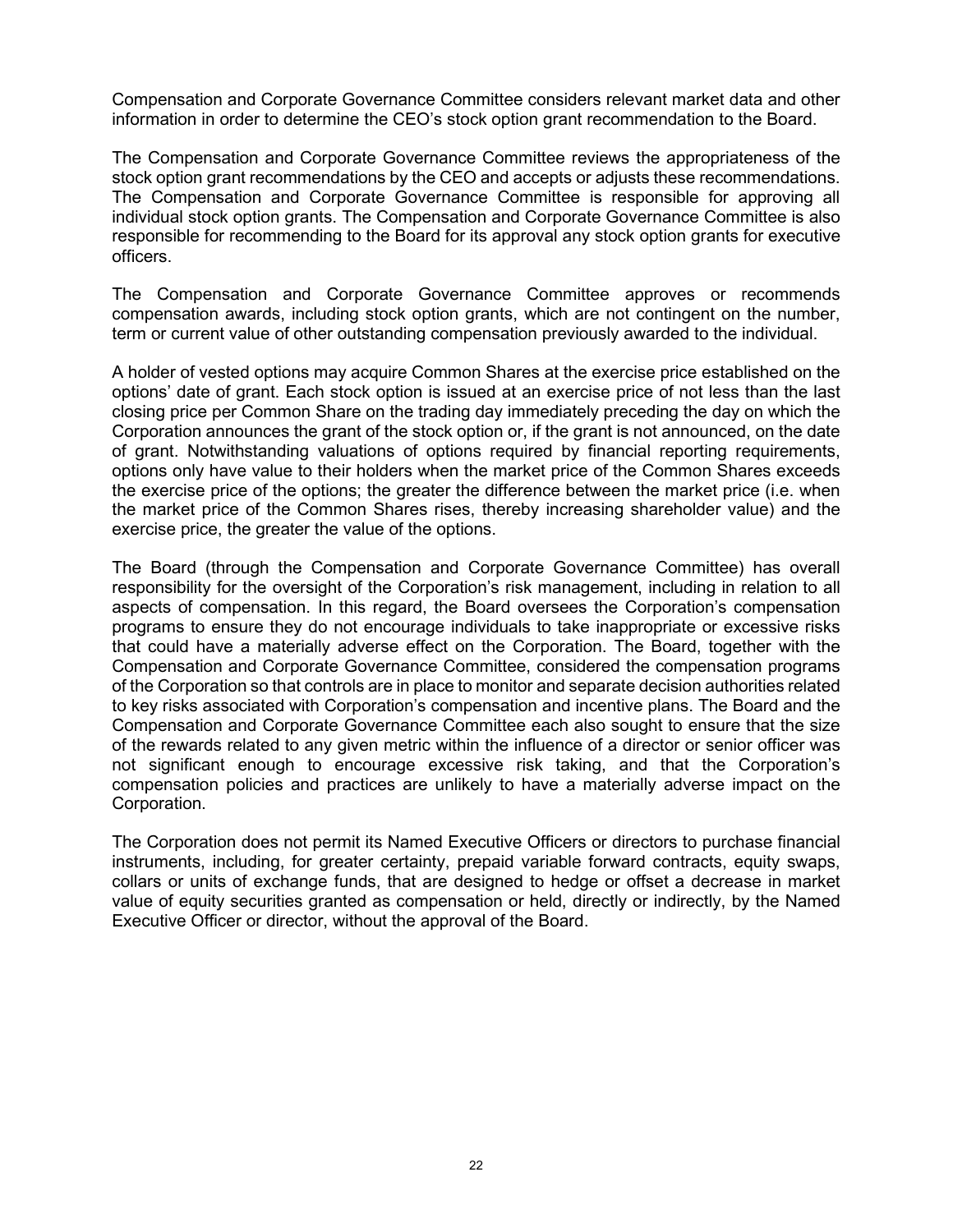Compensation and Corporate Governance Committee considers relevant market data and other information in order to determine the CEO's stock option grant recommendation to the Board.

The Compensation and Corporate Governance Committee reviews the appropriateness of the stock option grant recommendations by the CEO and accepts or adjusts these recommendations. The Compensation and Corporate Governance Committee is responsible for approving all individual stock option grants. The Compensation and Corporate Governance Committee is also responsible for recommending to the Board for its approval any stock option grants for executive officers.

The Compensation and Corporate Governance Committee approves or recommends compensation awards, including stock option grants, which are not contingent on the number, term or current value of other outstanding compensation previously awarded to the individual.

A holder of vested options may acquire Common Shares at the exercise price established on the options' date of grant. Each stock option is issued at an exercise price of not less than the last closing price per Common Share on the trading day immediately preceding the day on which the Corporation announces the grant of the stock option or, if the grant is not announced, on the date of grant. Notwithstanding valuations of options required by financial reporting requirements, options only have value to their holders when the market price of the Common Shares exceeds the exercise price of the options; the greater the difference between the market price (i.e. when the market price of the Common Shares rises, thereby increasing shareholder value) and the exercise price, the greater the value of the options.

The Board (through the Compensation and Corporate Governance Committee) has overall responsibility for the oversight of the Corporation's risk management, including in relation to all aspects of compensation. In this regard, the Board oversees the Corporation's compensation programs to ensure they do not encourage individuals to take inappropriate or excessive risks that could have a materially adverse effect on the Corporation. The Board, together with the Compensation and Corporate Governance Committee, considered the compensation programs of the Corporation so that controls are in place to monitor and separate decision authorities related to key risks associated with Corporation's compensation and incentive plans. The Board and the Compensation and Corporate Governance Committee each also sought to ensure that the size of the rewards related to any given metric within the influence of a director or senior officer was not significant enough to encourage excessive risk taking, and that the Corporation's compensation policies and practices are unlikely to have a materially adverse impact on the Corporation.

The Corporation does not permit its Named Executive Officers or directors to purchase financial instruments, including, for greater certainty, prepaid variable forward contracts, equity swaps, collars or units of exchange funds, that are designed to hedge or offset a decrease in market value of equity securities granted as compensation or held, directly or indirectly, by the Named Executive Officer or director, without the approval of the Board.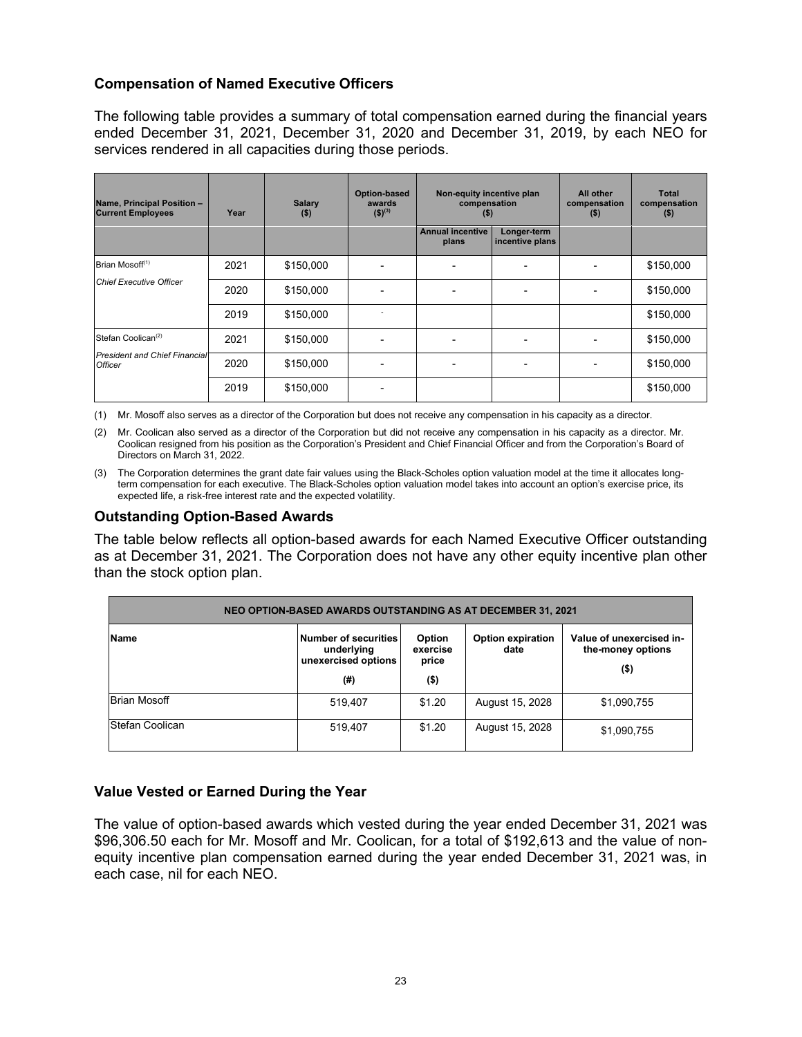## Compensation of Named Executive Officers

The following table provides a summary of total compensation earned during the financial years ended December 31, 2021, December 31, 2020 and December 31, 2019, by each NEO for services rendered in all capacities during those periods.

| Name, Principal Position – Current Employees | Year | Salary ($) | Option-based awards ($)[3] | Non-equity incentive plan compensation ($) | | All other compensation ($) | Total compensation ($) |
|---|---|---|---|---|---|---|---|
| | | | | Annual incentive plans | Longer-term incentive plans | | |
| Brian Mosoff[1] *Chief Executive Officer* | 2021 | $150,000 | - | - | - | - | $150,000 |
| | 2020 | $150,000 | - | - | - | - | $150,000 |
| | 2019 | $150,000 | - | | | | $150,000 |
| Stefan Coolican[2] *President and Chief Financial Officer* | 2021 | $150,000 | - | - | - | - | $150,000 |
| | 2020 | $150,000 | - | - | - | - | $150,000 |
| | 2019 | $150,000 | - | | | | $150,000 |

(1) Mr. Mosoff also serves as a director of the Corporation but does not receive any compensation in his capacity as a director.

(2) Mr. Coolican also served as a director of the Corporation but did not receive any compensation in his capacity as a director. Mr. Coolican resigned from his position as the Corporation's President and Chief Financial Officer and from the Corporation's Board of Directors on March 31, 2022.

(3) The Corporation determines the grant date fair values using the Black-Scholes option valuation model at the time it allocates long-term compensation for each executive. The Black-Scholes option valuation model takes into account an option's exercise price, its expected life, a risk-free interest rate and the expected volatility.

## Outstanding Option-Based Awards

The table below reflects all option-based awards for each Named Executive Officer outstanding as at December 31, 2021. The Corporation does not have any other equity incentive plan other than the stock option plan.

| NEO OPTION-BASED AWARDS OUTSTANDING AS AT DECEMBER 31, 2021 | | | | |
|---|---|---|---|---|
| Name | Number of securities underlying unexercised options (#) | Option exercise price ($) | Option expiration date | Value of unexercised in-the-money options ($) |
| Brian Mosoff | 519,407 | $1.20 | August 15, 2028 | $1,090,755 |
| Stefan Coolican | 519,407 | $1.20 | August 15, 2028 | $1,090,755 |

## Value Vested or Earned During the Year

The value of option-based awards which vested during the year ended December 31, 2021 was $96,306.50 each for Mr. Mosoff and Mr. Coolican, for a total of $192,613 and the value of non-equity incentive plan compensation earned during the year ended December 31, 2021 was, in each case, nil for each NEO.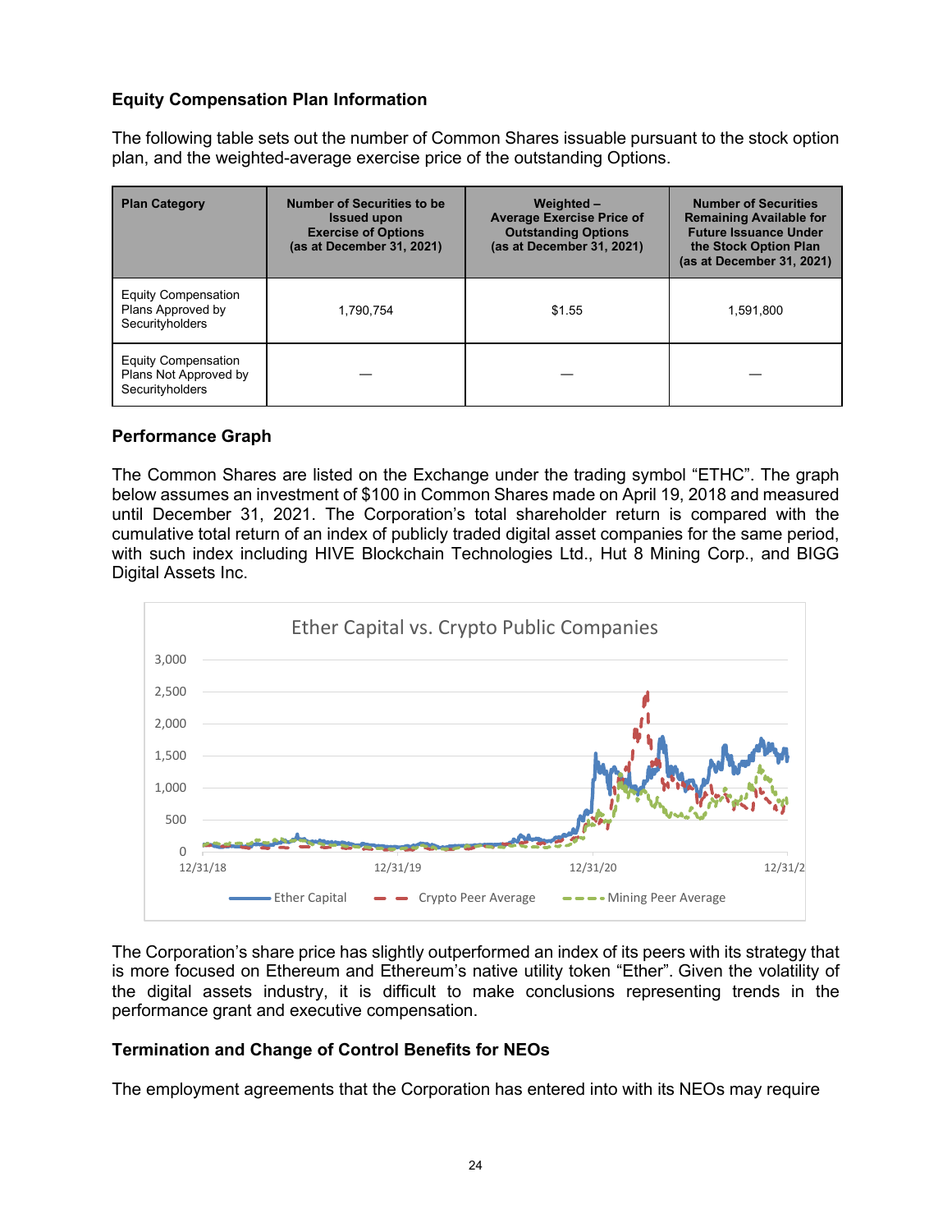### Equity Compensation Plan Information

The following table sets out the number of Common Shares issuable pursuant to the stock option plan, and the weighted-average exercise price of the outstanding Options.

| Plan Category | Number of Securities to be Issued upon Exercise of Options (as at December 31, 2021) | Weighted – Average Exercise Price of Outstanding Options (as at December 31, 2021) | Number of Securities Remaining Available for Future Issuance Under the Stock Option Plan (as at December 31, 2021) |
|---|---|---|---|
| Equity Compensation Plans Approved by Securityholders | 1,790,754 | $1.55 | 1,591,800 |
| Equity Compensation Plans Not Approved by Securityholders | — | — | — |

### Performance Graph

The Common Shares are listed on the Exchange under the trading symbol "ETHC". The graph below assumes an investment of $100 in Common Shares made on April 19, 2018 and measured until December 31, 2021. The Corporation's total shareholder return is compared with the cumulative total return of an index of publicly traded digital asset companies for the same period, with such index including HIVE Blockchain Technologies Ltd., Hut 8 Mining Corp., and BIGG Digital Assets Inc.

Ether Capital vs. Crypto Public Companies

The Corporation's share price has slightly outperformed an index of its peers with its strategy that is more focused on Ethereum and Ethereum's native utility token "Ether". Given the volatility of the digital assets industry, it is difficult to make conclusions representing trends in the performance grant and executive compensation.

### Termination and Change of Control Benefits for NEOs

The employment agreements that the Corporation has entered into with its NEOs may require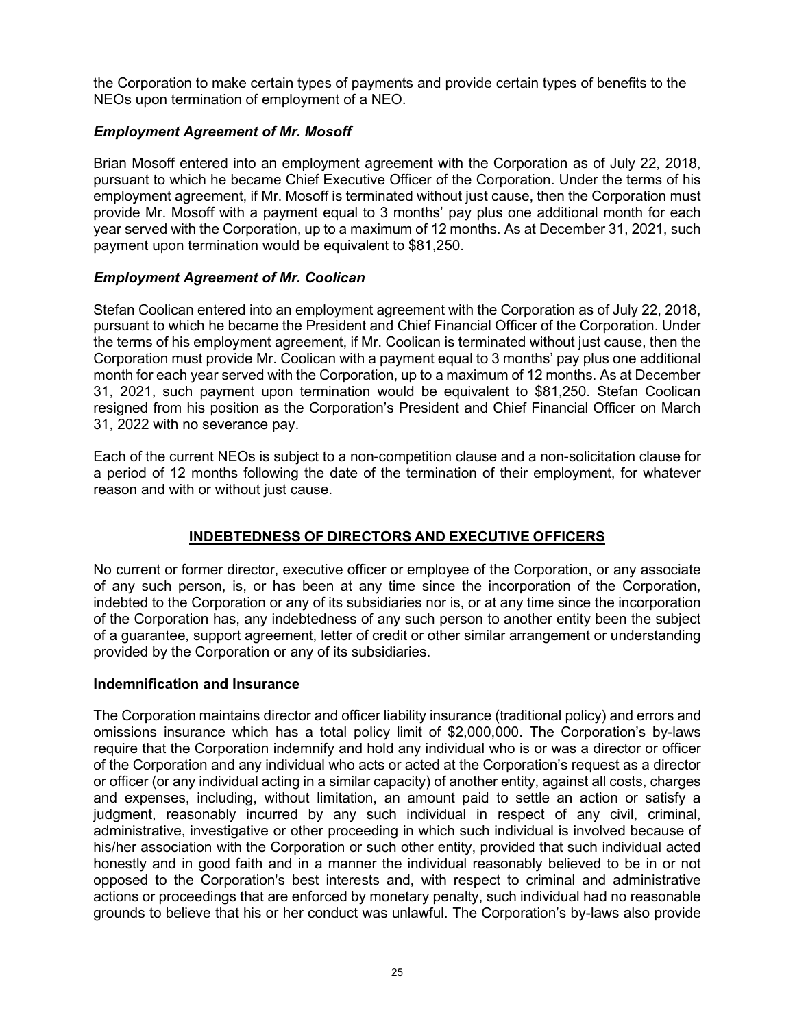the Corporation to make certain types of payments and provide certain types of benefits to the NEOs upon termination of employment of a NEO.

### ***Employment Agreement of Mr. Mosoff***

Brian Mosoff entered into an employment agreement with the Corporation as of July 22, 2018, pursuant to which he became Chief Executive Officer of the Corporation. Under the terms of his employment agreement, if Mr. Mosoff is terminated without just cause, then the Corporation must provide Mr. Mosoff with a payment equal to 3 months' pay plus one additional month for each year served with the Corporation, up to a maximum of 12 months. As at December 31, 2021, such payment upon termination would be equivalent to $81,250.

### ***Employment Agreement of Mr. Coolican***

Stefan Coolican entered into an employment agreement with the Corporation as of July 22, 2018, pursuant to which he became the President and Chief Financial Officer of the Corporation. Under the terms of his employment agreement, if Mr. Coolican is terminated without just cause, then the Corporation must provide Mr. Coolican with a payment equal to 3 months' pay plus one additional month for each year served with the Corporation, up to a maximum of 12 months. As at December 31, 2021, such payment upon termination would be equivalent to $81,250. Stefan Coolican resigned from his position as the Corporation's President and Chief Financial Officer on March 31, 2022 with no severance pay.

Each of the current NEOs is subject to a non-competition clause and a non-solicitation clause for a period of 12 months following the date of the termination of their employment, for whatever reason and with or without just cause.

## **INDEBTEDNESS OF DIRECTORS AND EXECUTIVE OFFICERS**

No current or former director, executive officer or employee of the Corporation, or any associate of any such person, is, or has been at any time since the incorporation of the Corporation, indebted to the Corporation or any of its subsidiaries nor is, or at any time since the incorporation of the Corporation has, any indebtedness of any such person to another entity been the subject of a guarantee, support agreement, letter of credit or other similar arrangement or understanding provided by the Corporation or any of its subsidiaries.

### **Indemnification and Insurance**

The Corporation maintains director and officer liability insurance (traditional policy) and errors and omissions insurance which has a total policy limit of $2,000,000. The Corporation's by-laws require that the Corporation indemnify and hold any individual who is or was a director or officer of the Corporation and any individual who acts or acted at the Corporation's request as a director or officer (or any individual acting in a similar capacity) of another entity, against all costs, charges and expenses, including, without limitation, an amount paid to settle an action or satisfy a judgment, reasonably incurred by any such individual in respect of any civil, criminal, administrative, investigative or other proceeding in which such individual is involved because of his/her association with the Corporation or such other entity, provided that such individual acted honestly and in good faith and in a manner the individual reasonably believed to be in or not opposed to the Corporation's best interests and, with respect to criminal and administrative actions or proceedings that are enforced by monetary penalty, such individual had no reasonable grounds to believe that his or her conduct was unlawful. The Corporation's by-laws also provide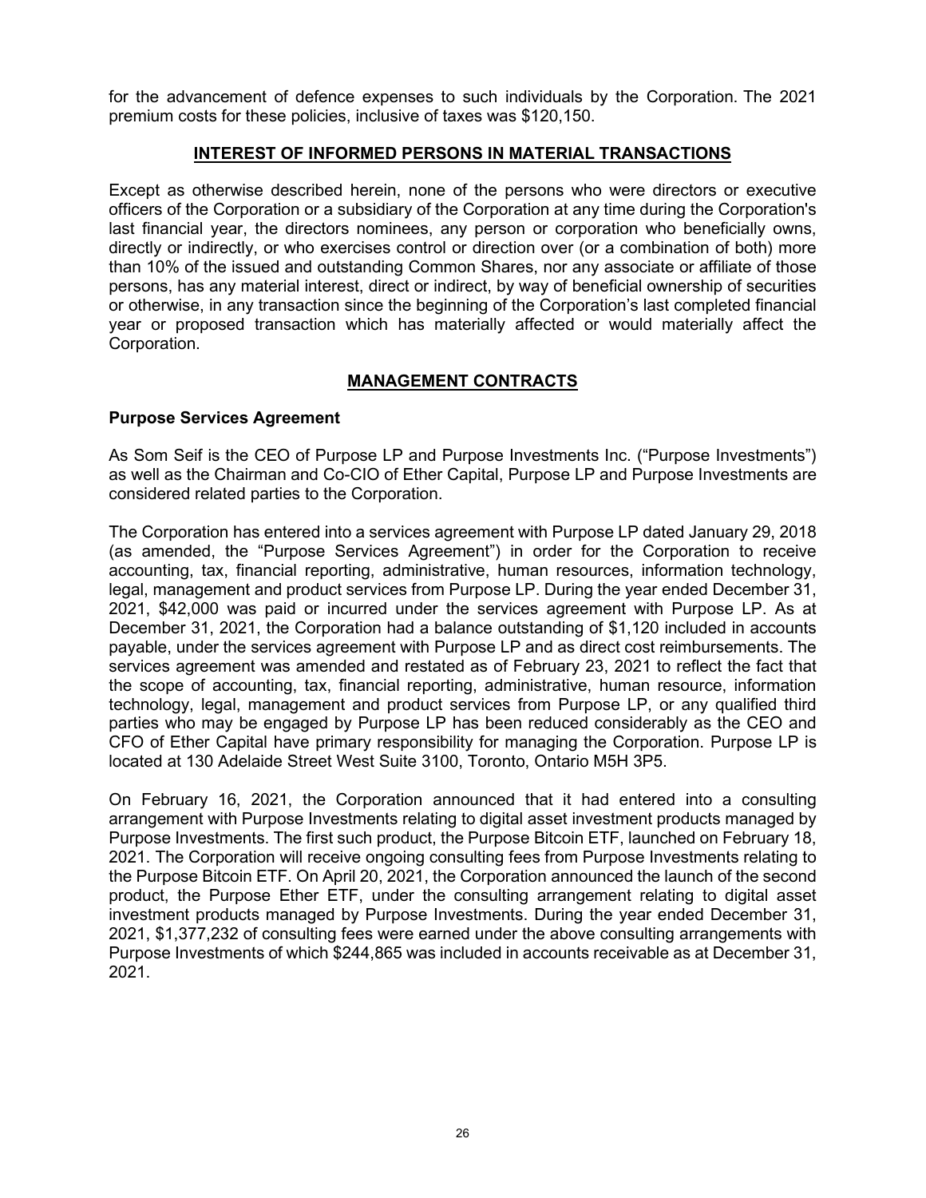for the advancement of defence expenses to such individuals by the Corporation. The 2021 premium costs for these policies, inclusive of taxes was $120,150.

## INTEREST OF INFORMED PERSONS IN MATERIAL TRANSACTIONS

Except as otherwise described herein, none of the persons who were directors or executive officers of the Corporation or a subsidiary of the Corporation at any time during the Corporation's last financial year, the directors nominees, any person or corporation who beneficially owns, directly or indirectly, or who exercises control or direction over (or a combination of both) more than 10% of the issued and outstanding Common Shares, nor any associate or affiliate of those persons, has any material interest, direct or indirect, by way of beneficial ownership of securities or otherwise, in any transaction since the beginning of the Corporation's last completed financial year or proposed transaction which has materially affected or would materially affect the Corporation.

## MANAGEMENT CONTRACTS

### Purpose Services Agreement

As Som Seif is the CEO of Purpose LP and Purpose Investments Inc. ("Purpose Investments") as well as the Chairman and Co-CIO of Ether Capital, Purpose LP and Purpose Investments are considered related parties to the Corporation.

The Corporation has entered into a services agreement with Purpose LP dated January 29, 2018 (as amended, the "Purpose Services Agreement") in order for the Corporation to receive accounting, tax, financial reporting, administrative, human resources, information technology, legal, management and product services from Purpose LP. During the year ended December 31, 2021, $42,000 was paid or incurred under the services agreement with Purpose LP. As at December 31, 2021, the Corporation had a balance outstanding of $1,120 included in accounts payable, under the services agreement with Purpose LP and as direct cost reimbursements. The services agreement was amended and restated as of February 23, 2021 to reflect the fact that the scope of accounting, tax, financial reporting, administrative, human resource, information technology, legal, management and product services from Purpose LP, or any qualified third parties who may be engaged by Purpose LP has been reduced considerably as the CEO and CFO of Ether Capital have primary responsibility for managing the Corporation. Purpose LP is located at 130 Adelaide Street West Suite 3100, Toronto, Ontario M5H 3P5.

On February 16, 2021, the Corporation announced that it had entered into a consulting arrangement with Purpose Investments relating to digital asset investment products managed by Purpose Investments. The first such product, the Purpose Bitcoin ETF, launched on February 18, 2021. The Corporation will receive ongoing consulting fees from Purpose Investments relating to the Purpose Bitcoin ETF. On April 20, 2021, the Corporation announced the launch of the second product, the Purpose Ether ETF, under the consulting arrangement relating to digital asset investment products managed by Purpose Investments. During the year ended December 31, 2021, $1,377,232 of consulting fees were earned under the above consulting arrangements with Purpose Investments of which $244,865 was included in accounts receivable as at December 31, 2021.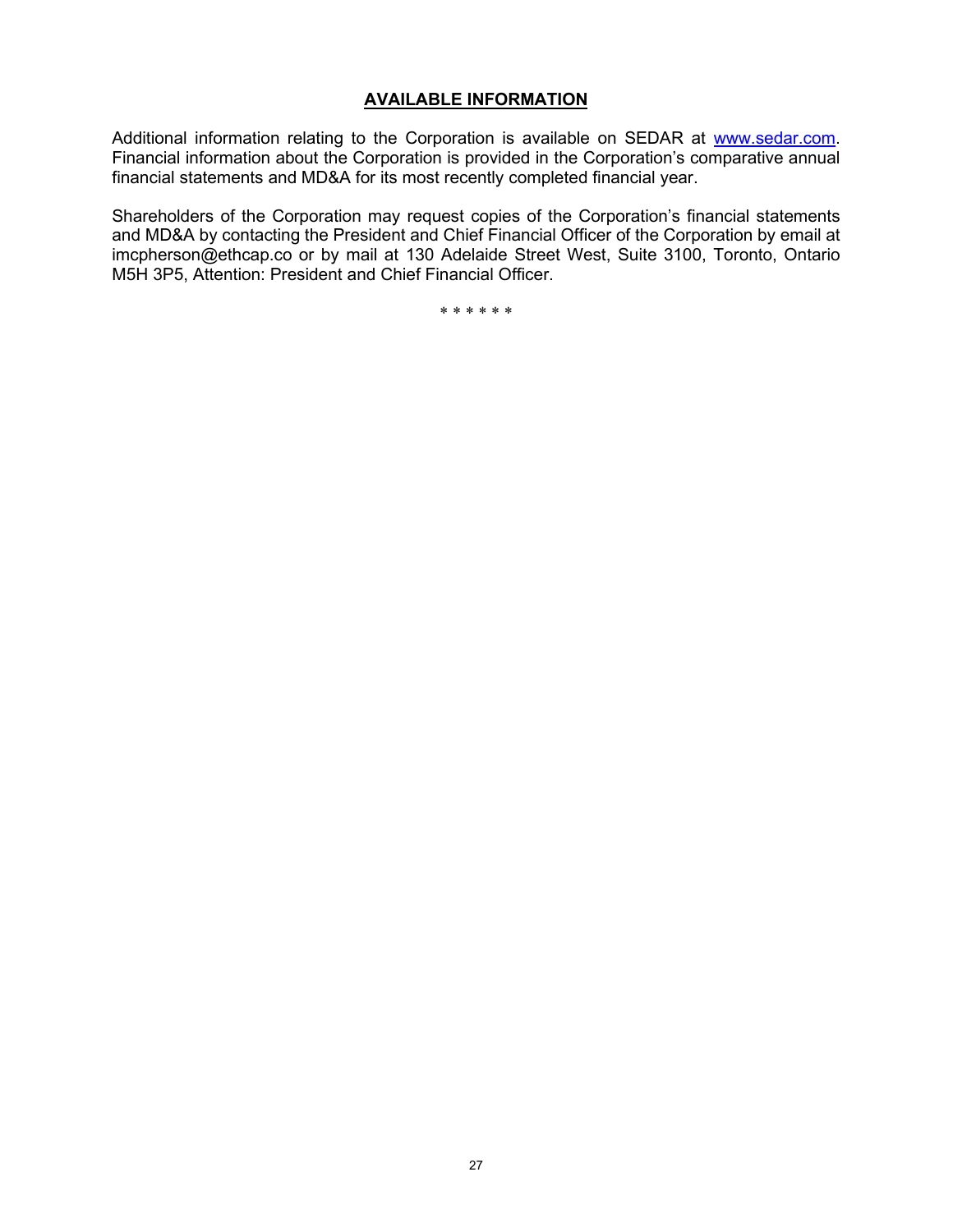## AVAILABLE INFORMATION

Additional information relating to the Corporation is available on SEDAR at www.sedar.com. Financial information about the Corporation is provided in the Corporation's comparative annual financial statements and MD&A for its most recently completed financial year.

Shareholders of the Corporation may request copies of the Corporation's financial statements and MD&A by contacting the President and Chief Financial Officer of the Corporation by email at imcpherson@ethcap.co or by mail at 130 Adelaide Street West, Suite 3100, Toronto, Ontario M5H 3P5, Attention: President and Chief Financial Officer.

* * * * * *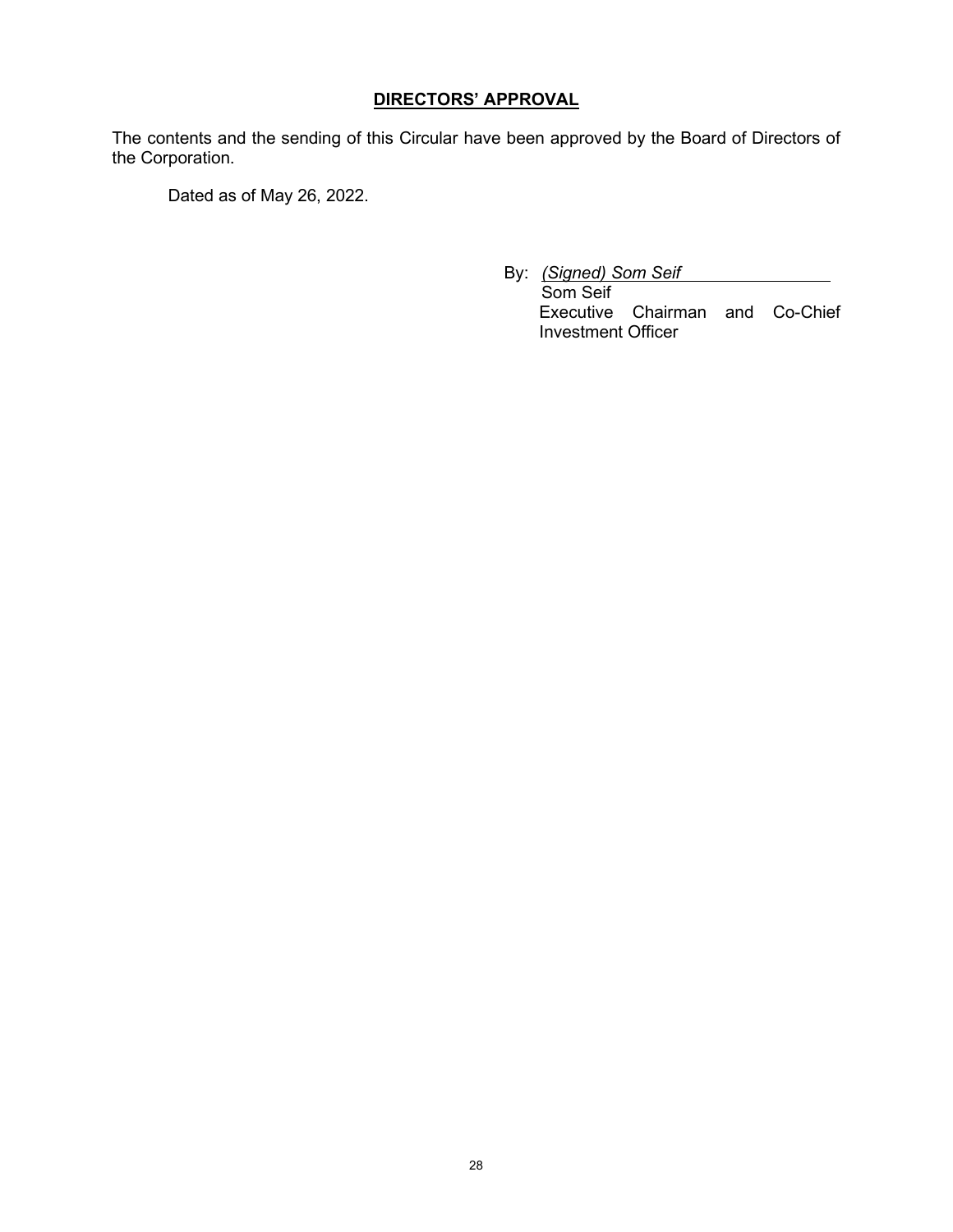## **DIRECTORS' APPROVAL**

The contents and the sending of this Circular have been approved by the Board of Directors of the Corporation.

Dated as of May 26, 2022.

By: *(Signed) Som Seif*
Som Seif
Executive Chairman and Co-Chief Investment Officer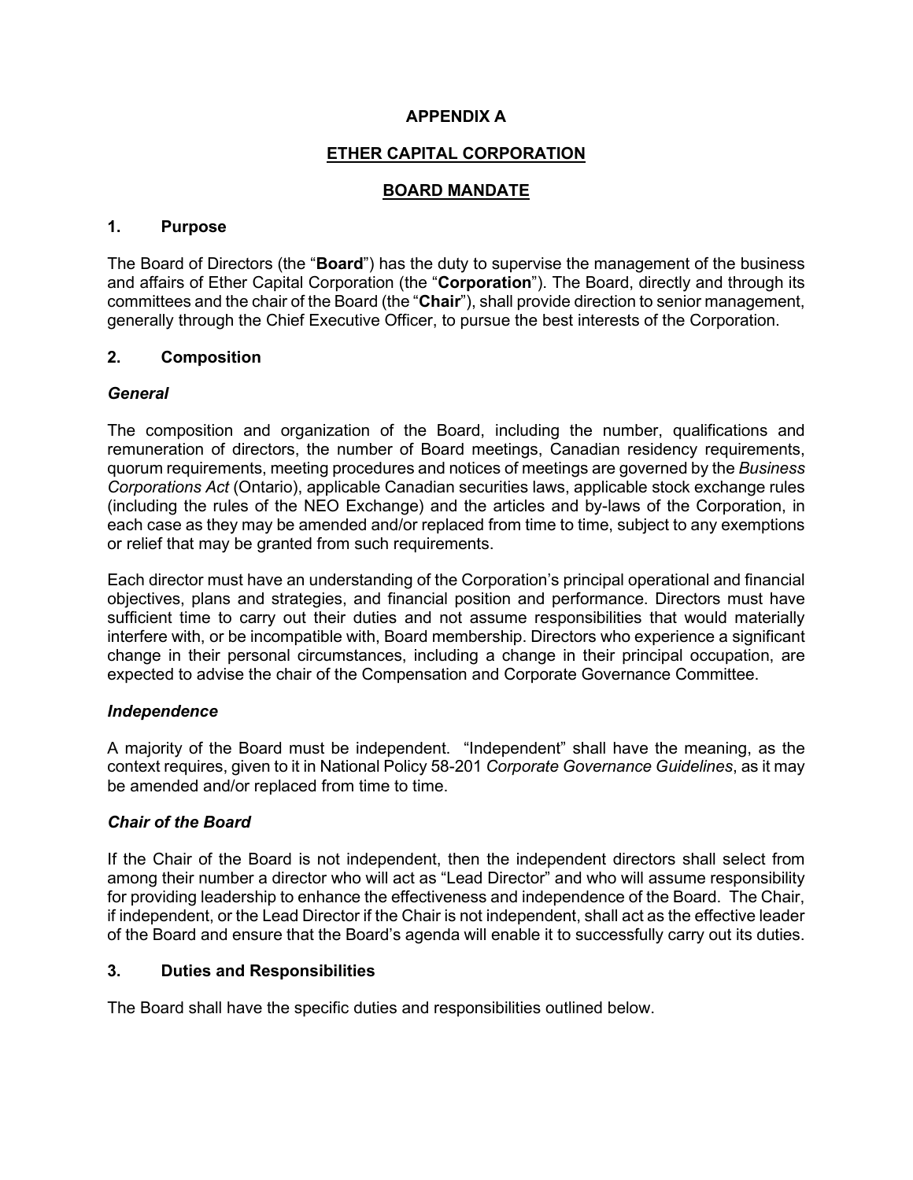# APPENDIX A

# ETHER CAPITAL CORPORATION

# BOARD MANDATE

## 1. Purpose

The Board of Directors (the "**Board**") has the duty to supervise the management of the business and affairs of Ether Capital Corporation (the "**Corporation**"). The Board, directly and through its committees and the chair of the Board (the "**Chair**"), shall provide direction to senior management, generally through the Chief Executive Officer, to pursue the best interests of the Corporation.

## 2. Composition

### *General*

The composition and organization of the Board, including the number, qualifications and remuneration of directors, the number of Board meetings, Canadian residency requirements, quorum requirements, meeting procedures and notices of meetings are governed by the *Business Corporations Act* (Ontario), applicable Canadian securities laws, applicable stock exchange rules (including the rules of the NEO Exchange) and the articles and by-laws of the Corporation, in each case as they may be amended and/or replaced from time to time, subject to any exemptions or relief that may be granted from such requirements.

Each director must have an understanding of the Corporation's principal operational and financial objectives, plans and strategies, and financial position and performance. Directors must have sufficient time to carry out their duties and not assume responsibilities that would materially interfere with, or be incompatible with, Board membership. Directors who experience a significant change in their personal circumstances, including a change in their principal occupation, are expected to advise the chair of the Compensation and Corporate Governance Committee.

### *Independence*

A majority of the Board must be independent. "Independent" shall have the meaning, as the context requires, given to it in National Policy 58-201 *Corporate Governance Guidelines*, as it may be amended and/or replaced from time to time.

### *Chair of the Board*

If the Chair of the Board is not independent, then the independent directors shall select from among their number a director who will act as "Lead Director" and who will assume responsibility for providing leadership to enhance the effectiveness and independence of the Board. The Chair, if independent, or the Lead Director if the Chair is not independent, shall act as the effective leader of the Board and ensure that the Board's agenda will enable it to successfully carry out its duties.

## 3. Duties and Responsibilities

The Board shall have the specific duties and responsibilities outlined below.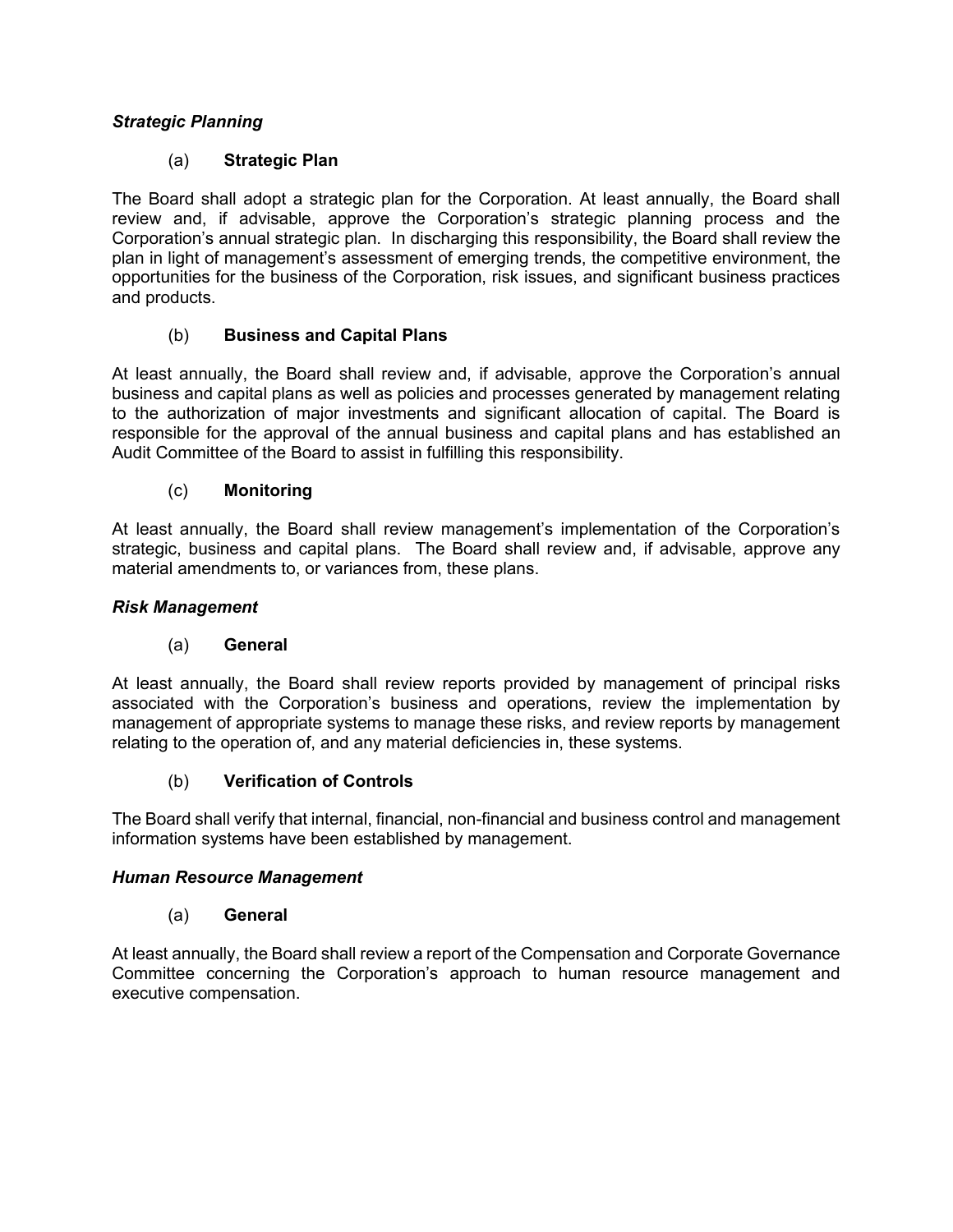***Strategic Planning***

(a) **Strategic Plan**

The Board shall adopt a strategic plan for the Corporation. At least annually, the Board shall review and, if advisable, approve the Corporation's strategic planning process and the Corporation's annual strategic plan. In discharging this responsibility, the Board shall review the plan in light of management's assessment of emerging trends, the competitive environment, the opportunities for the business of the Corporation, risk issues, and significant business practices and products.

(b) **Business and Capital Plans**

At least annually, the Board shall review and, if advisable, approve the Corporation's annual business and capital plans as well as policies and processes generated by management relating to the authorization of major investments and significant allocation of capital. The Board is responsible for the approval of the annual business and capital plans and has established an Audit Committee of the Board to assist in fulfilling this responsibility.

(c) **Monitoring**

At least annually, the Board shall review management's implementation of the Corporation's strategic, business and capital plans. The Board shall review and, if advisable, approve any material amendments to, or variances from, these plans.

***Risk Management***

(a) **General**

At least annually, the Board shall review reports provided by management of principal risks associated with the Corporation's business and operations, review the implementation by management of appropriate systems to manage these risks, and review reports by management relating to the operation of, and any material deficiencies in, these systems.

(b) **Verification of Controls**

The Board shall verify that internal, financial, non-financial and business control and management information systems have been established by management.

***Human Resource Management***

(a) **General**

At least annually, the Board shall review a report of the Compensation and Corporate Governance Committee concerning the Corporation's approach to human resource management and executive compensation.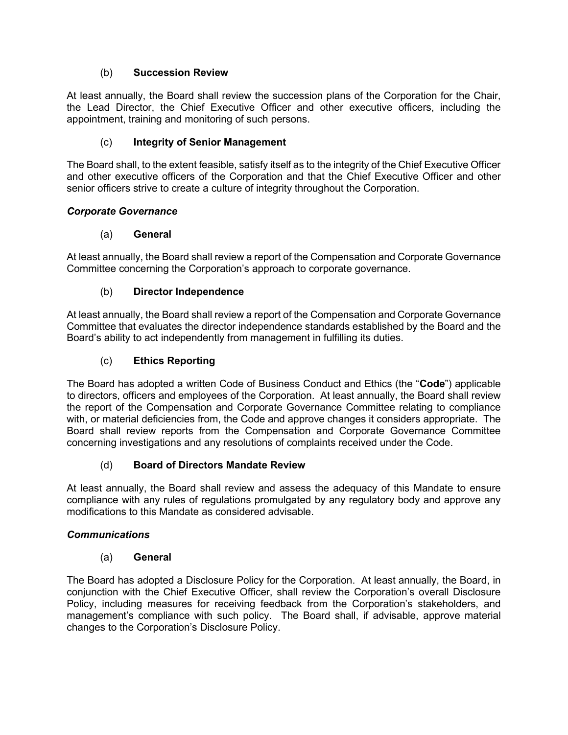(b) **Succession Review**

At least annually, the Board shall review the succession plans of the Corporation for the Chair, the Lead Director, the Chief Executive Officer and other executive officers, including the appointment, training and monitoring of such persons.

(c) **Integrity of Senior Management**

The Board shall, to the extent feasible, satisfy itself as to the integrity of the Chief Executive Officer and other executive officers of the Corporation and that the Chief Executive Officer and other senior officers strive to create a culture of integrity throughout the Corporation.

***Corporate Governance***

(a) **General**

At least annually, the Board shall review a report of the Compensation and Corporate Governance Committee concerning the Corporation's approach to corporate governance.

(b) **Director Independence**

At least annually, the Board shall review a report of the Compensation and Corporate Governance Committee that evaluates the director independence standards established by the Board and the Board's ability to act independently from management in fulfilling its duties.

(c) **Ethics Reporting**

The Board has adopted a written Code of Business Conduct and Ethics (the "**Code**") applicable to directors, officers and employees of the Corporation. At least annually, the Board shall review the report of the Compensation and Corporate Governance Committee relating to compliance with, or material deficiencies from, the Code and approve changes it considers appropriate. The Board shall review reports from the Compensation and Corporate Governance Committee concerning investigations and any resolutions of complaints received under the Code.

(d) **Board of Directors Mandate Review**

At least annually, the Board shall review and assess the adequacy of this Mandate to ensure compliance with any rules of regulations promulgated by any regulatory body and approve any modifications to this Mandate as considered advisable.

***Communications***

(a) **General**

The Board has adopted a Disclosure Policy for the Corporation. At least annually, the Board, in conjunction with the Chief Executive Officer, shall review the Corporation's overall Disclosure Policy, including measures for receiving feedback from the Corporation's stakeholders, and management's compliance with such policy. The Board shall, if advisable, approve material changes to the Corporation's Disclosure Policy.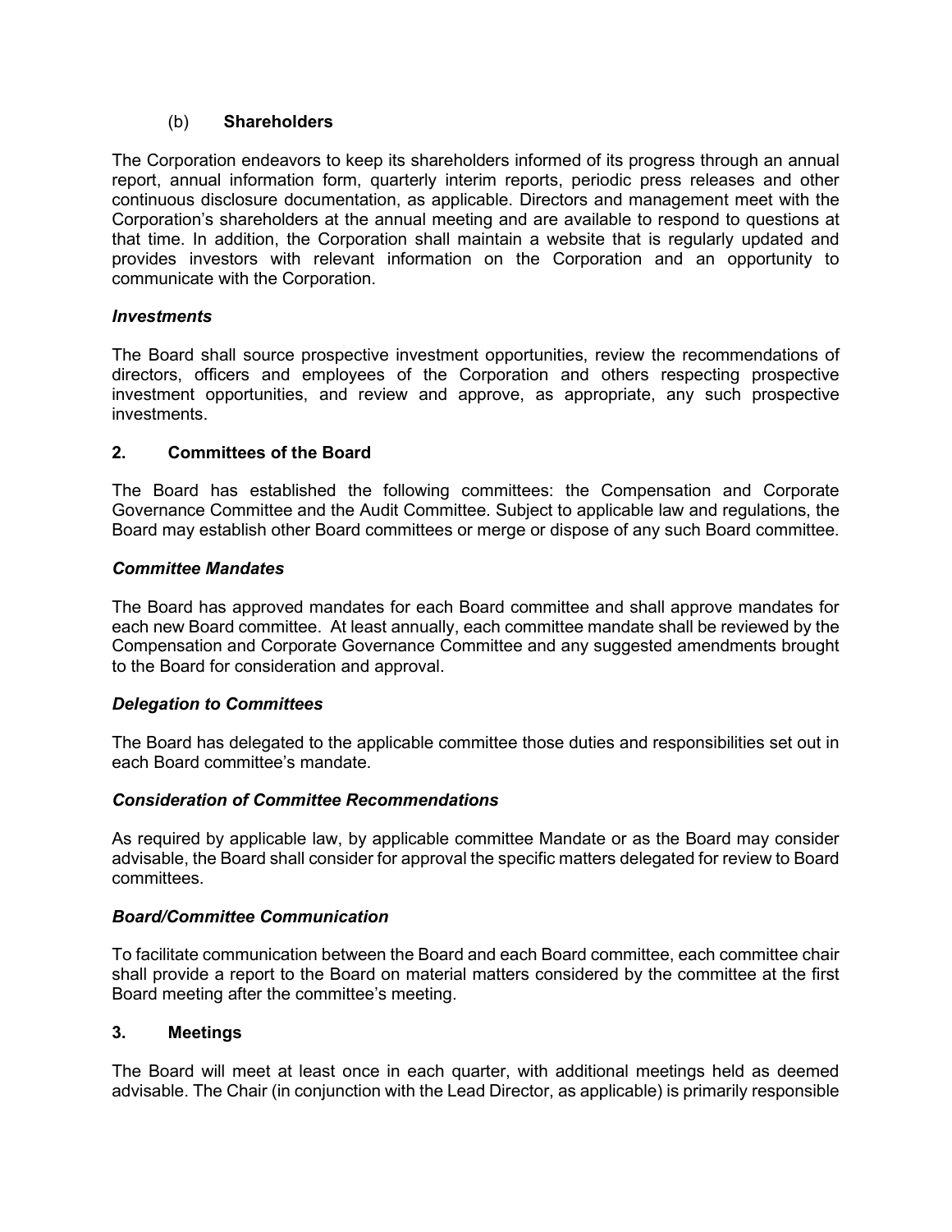#### (b) **Shareholders**

The Corporation endeavors to keep its shareholders informed of its progress through an annual report, annual information form, quarterly interim reports, periodic press releases and other continuous disclosure documentation, as applicable. Directors and management meet with the Corporation's shareholders at the annual meeting and are available to respond to questions at that time. In addition, the Corporation shall maintain a website that is regularly updated and provides investors with relevant information on the Corporation and an opportunity to communicate with the Corporation.

***Investments***

The Board shall source prospective investment opportunities, review the recommendations of directors, officers and employees of the Corporation and others respecting prospective investment opportunities, and review and approve, as appropriate, any such prospective investments.

### 2. Committees of the Board

The Board has established the following committees: the Compensation and Corporate Governance Committee and the Audit Committee. Subject to applicable law and regulations, the Board may establish other Board committees or merge or dispose of any such Board committee.

***Committee Mandates***

The Board has approved mandates for each Board committee and shall approve mandates for each new Board committee. At least annually, each committee mandate shall be reviewed by the Compensation and Corporate Governance Committee and any suggested amendments brought to the Board for consideration and approval.

***Delegation to Committees***

The Board has delegated to the applicable committee those duties and responsibilities set out in each Board committee's mandate.

***Consideration of Committee Recommendations***

As required by applicable law, by applicable committee Mandate or as the Board may consider advisable, the Board shall consider for approval the specific matters delegated for review to Board committees.

***Board/Committee Communication***

To facilitate communication between the Board and each Board committee, each committee chair shall provide a report to the Board on material matters considered by the committee at the first Board meeting after the committee's meeting.

### 3. Meetings

The Board will meet at least once in each quarter, with additional meetings held as deemed advisable. The Chair (in conjunction with the Lead Director, as applicable) is primarily responsible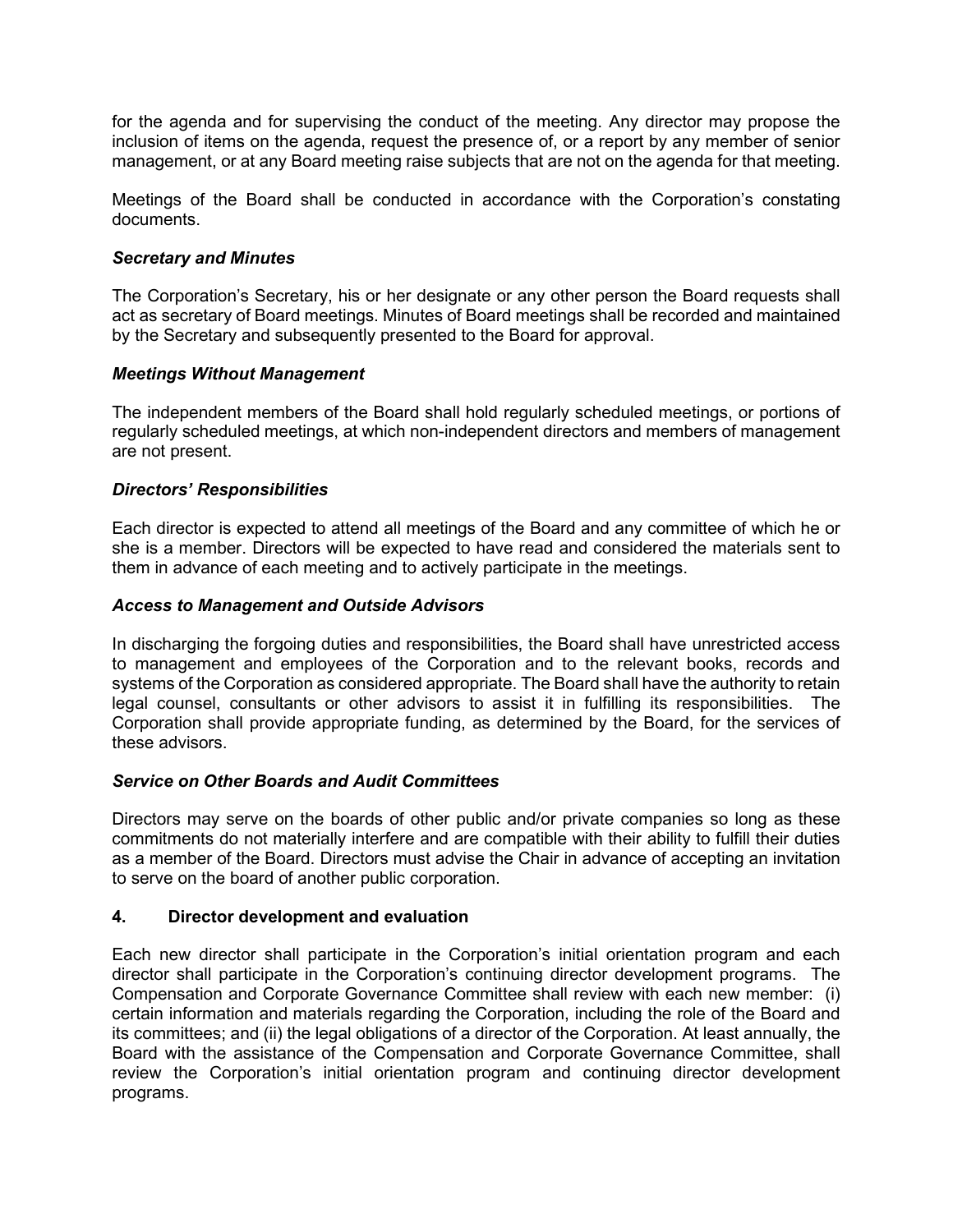for the agenda and for supervising the conduct of the meeting. Any director may propose the inclusion of items on the agenda, request the presence of, or a report by any member of senior management, or at any Board meeting raise subjects that are not on the agenda for that meeting.

Meetings of the Board shall be conducted in accordance with the Corporation's constating documents.

***Secretary and Minutes***

The Corporation's Secretary, his or her designate or any other person the Board requests shall act as secretary of Board meetings. Minutes of Board meetings shall be recorded and maintained by the Secretary and subsequently presented to the Board for approval.

***Meetings Without Management***

The independent members of the Board shall hold regularly scheduled meetings, or portions of regularly scheduled meetings, at which non-independent directors and members of management are not present.

***Directors' Responsibilities***

Each director is expected to attend all meetings of the Board and any committee of which he or she is a member. Directors will be expected to have read and considered the materials sent to them in advance of each meeting and to actively participate in the meetings.

***Access to Management and Outside Advisors***

In discharging the forgoing duties and responsibilities, the Board shall have unrestricted access to management and employees of the Corporation and to the relevant books, records and systems of the Corporation as considered appropriate. The Board shall have the authority to retain legal counsel, consultants or other advisors to assist it in fulfilling its responsibilities. The Corporation shall provide appropriate funding, as determined by the Board, for the services of these advisors.

***Service on Other Boards and Audit Committees***

Directors may serve on the boards of other public and/or private companies so long as these commitments do not materially interfere and are compatible with their ability to fulfill their duties as a member of the Board. Directors must advise the Chair in advance of accepting an invitation to serve on the board of another public corporation.

**4. Director development and evaluation**

Each new director shall participate in the Corporation's initial orientation program and each director shall participate in the Corporation's continuing director development programs. The Compensation and Corporate Governance Committee shall review with each new member: (i) certain information and materials regarding the Corporation, including the role of the Board and its committees; and (ii) the legal obligations of a director of the Corporation. At least annually, the Board with the assistance of the Compensation and Corporate Governance Committee, shall review the Corporation's initial orientation program and continuing director development programs.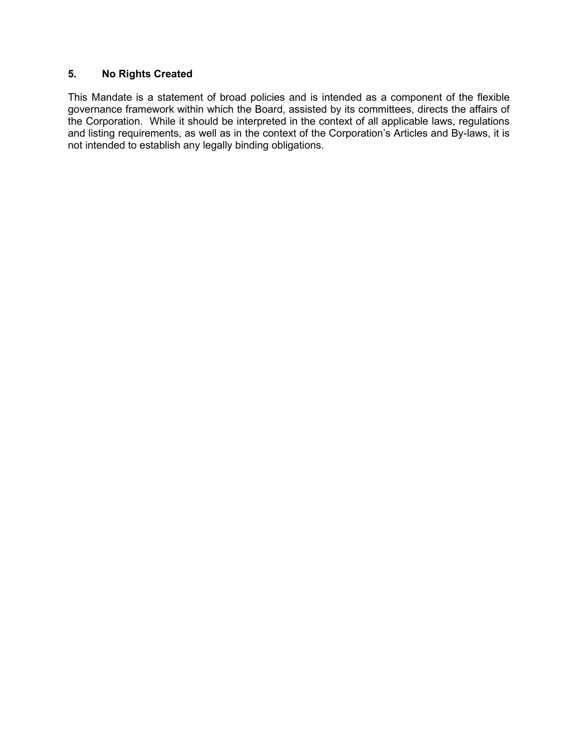## 5. No Rights Created

This Mandate is a statement of broad policies and is intended as a component of the flexible governance framework within which the Board, assisted by its committees, directs the affairs of the Corporation. While it should be interpreted in the context of all applicable laws, regulations and listing requirements, as well as in the context of the Corporation's Articles and By-laws, it is not intended to establish any legally binding obligations.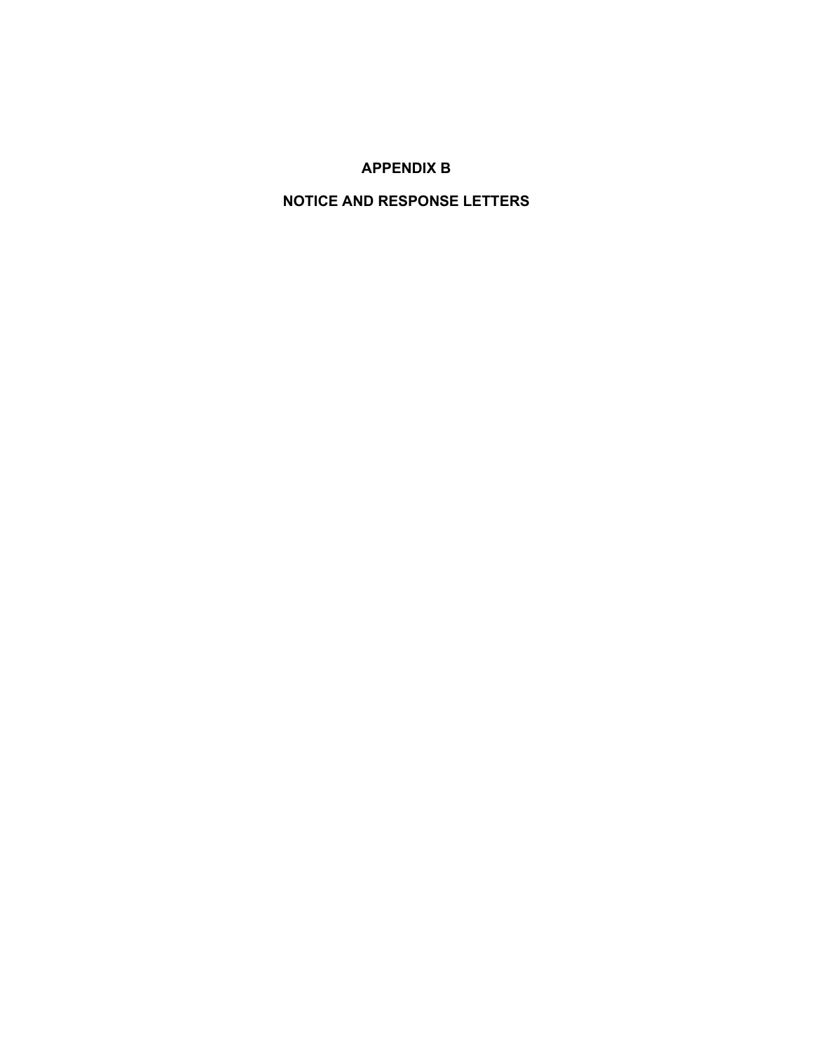# APPENDIX B

## NOTICE AND RESPONSE LETTERS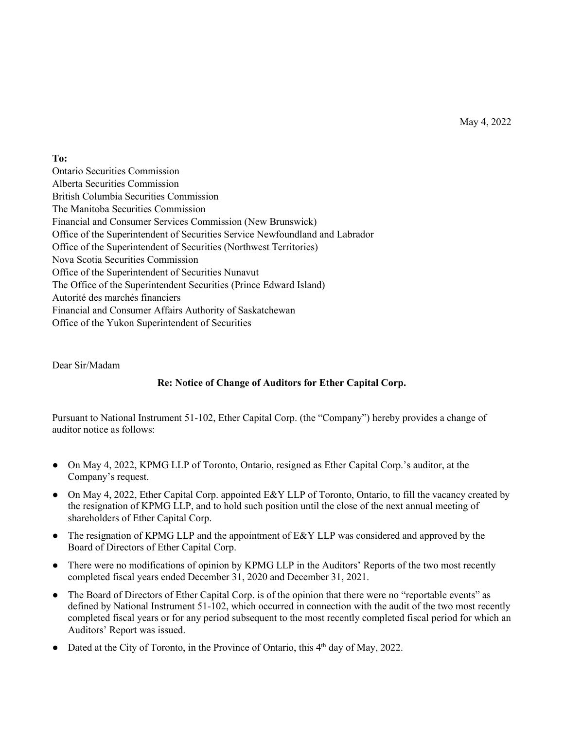May 4, 2022

**To:**
Ontario Securities Commission
Alberta Securities Commission
British Columbia Securities Commission
The Manitoba Securities Commission
Financial and Consumer Services Commission (New Brunswick)
Office of the Superintendent of Securities Service Newfoundland and Labrador
Office of the Superintendent of Securities (Northwest Territories)
Nova Scotia Securities Commission
Office of the Superintendent of Securities Nunavut
The Office of the Superintendent Securities (Prince Edward Island)
Autorité des marchés financiers
Financial and Consumer Affairs Authority of Saskatchewan
Office of the Yukon Superintendent of Securities

Dear Sir/Madam

**Re: Notice of Change of Auditors for Ether Capital Corp.**

Pursuant to National Instrument 51-102, Ether Capital Corp. (the "Company") hereby provides a change of auditor notice as follows:

- On May 4, 2022, KPMG LLP of Toronto, Ontario, resigned as Ether Capital Corp.'s auditor, at the Company's request.
- On May 4, 2022, Ether Capital Corp. appointed E&Y LLP of Toronto, Ontario, to fill the vacancy created by the resignation of KPMG LLP, and to hold such position until the close of the next annual meeting of shareholders of Ether Capital Corp.
- The resignation of KPMG LLP and the appointment of E&Y LLP was considered and approved by the Board of Directors of Ether Capital Corp.
- There were no modifications of opinion by KPMG LLP in the Auditors' Reports of the two most recently completed fiscal years ended December 31, 2020 and December 31, 2021.
- The Board of Directors of Ether Capital Corp. is of the opinion that there were no "reportable events" as defined by National Instrument 51-102, which occurred in connection with the audit of the two most recently completed fiscal years or for any period subsequent to the most recently completed fiscal period for which an Auditors' Report was issued.
- Dated at the City of Toronto, in the Province of Ontario, this 4th day of May, 2022.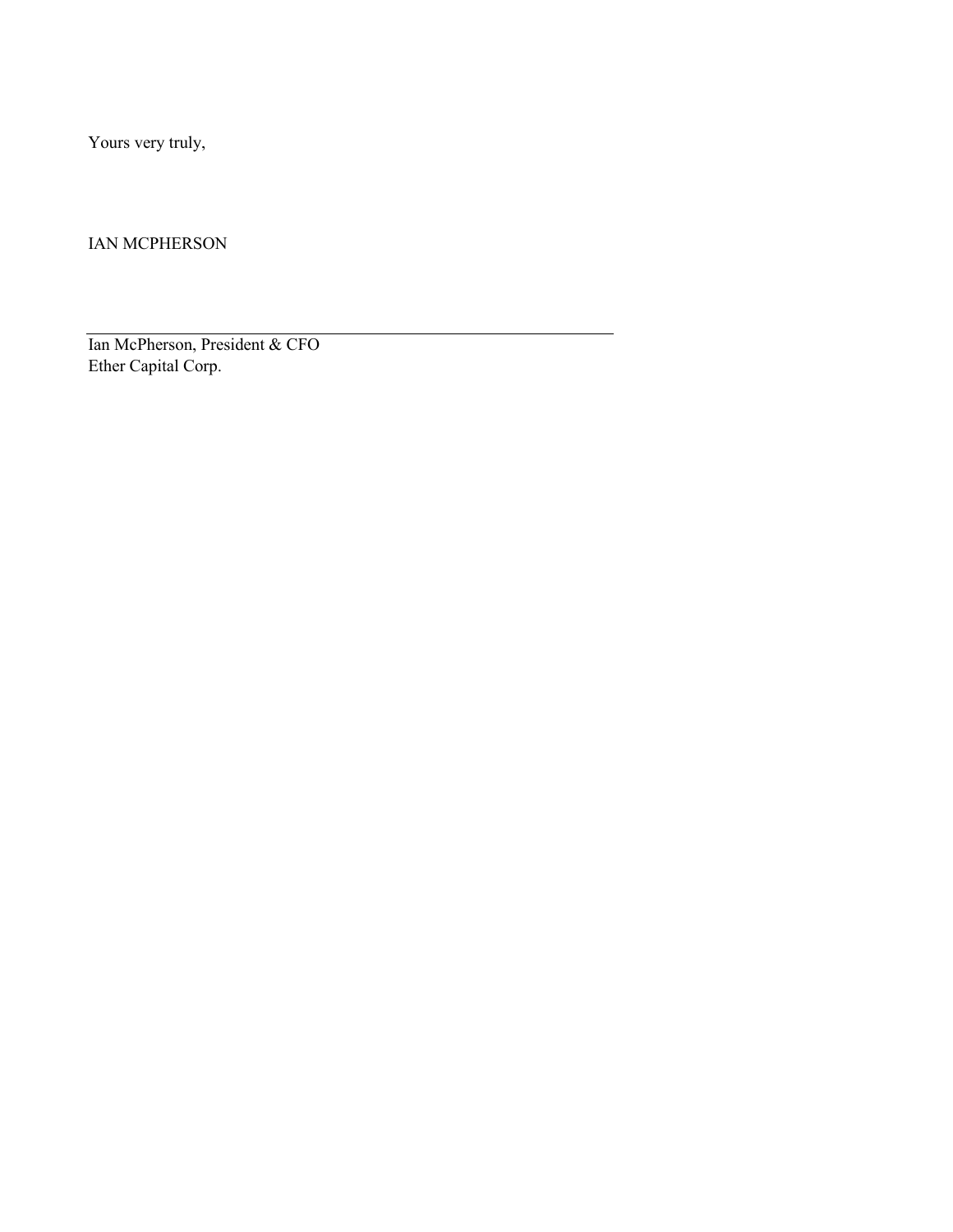Yours very truly,

IAN MCPHERSON

---

Ian McPherson, President & CFO
Ether Capital Corp.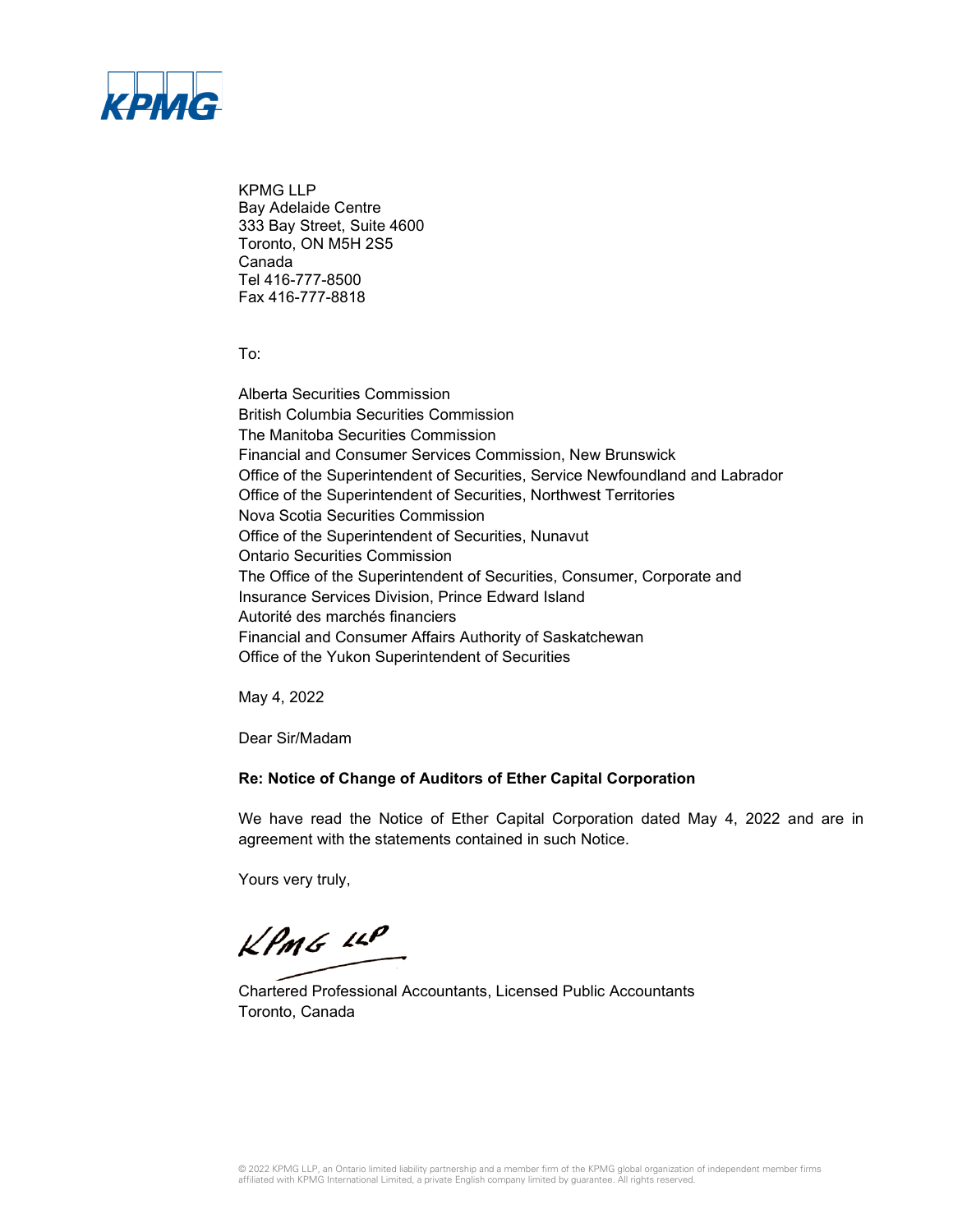KPMG

KPMG LLP
Bay Adelaide Centre
333 Bay Street, Suite 4600
Toronto, ON M5H 2S5
Canada
Tel 416-777-8500
Fax 416-777-8818

To:

Alberta Securities Commission
British Columbia Securities Commission
The Manitoba Securities Commission
Financial and Consumer Services Commission, New Brunswick
Office of the Superintendent of Securities, Service Newfoundland and Labrador
Office of the Superintendent of Securities, Northwest Territories
Nova Scotia Securities Commission
Office of the Superintendent of Securities, Nunavut
Ontario Securities Commission
The Office of the Superintendent of Securities, Consumer, Corporate and Insurance Services Division, Prince Edward Island
Autorité des marchés financiers
Financial and Consumer Affairs Authority of Saskatchewan
Office of the Yukon Superintendent of Securities

May 4, 2022

Dear Sir/Madam

**Re: Notice of Change of Auditors of Ether Capital Corporation**

We have read the Notice of Ether Capital Corporation dated May 4, 2022 and are in agreement with the statements contained in such Notice.

Yours very truly,

KPMG LLP

Chartered Professional Accountants, Licensed Public Accountants
Toronto, Canada

© 2022 KPMG LLP, an Ontario limited liability partnership and a member firm of the KPMG global organization of independent member firms affiliated with KPMG International Limited, a private English company limited by guarantee. All rights reserved.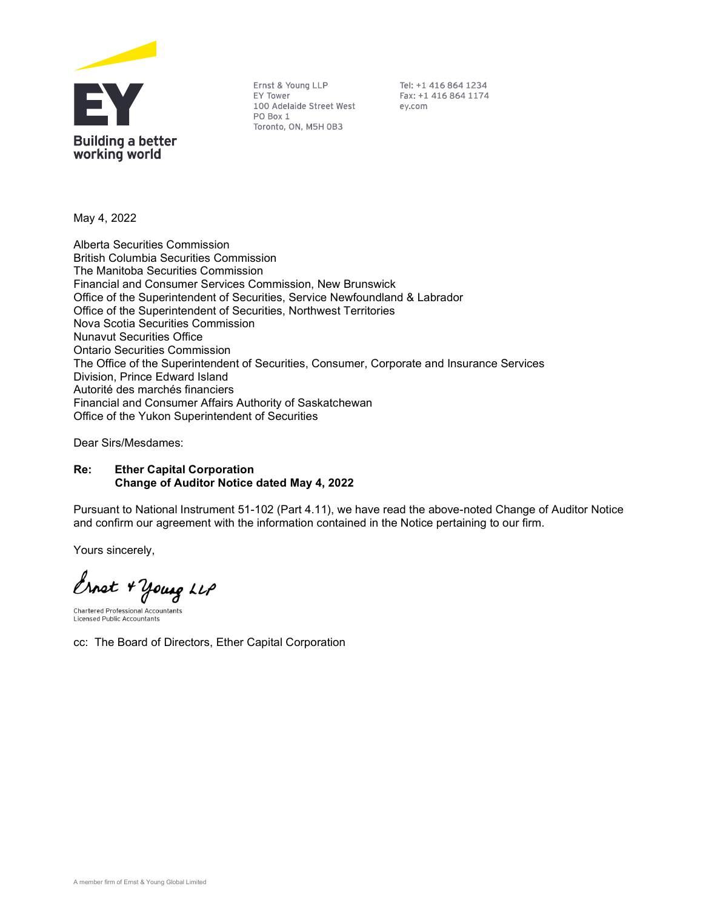EY

Building a better working world

Ernst & Young LLP
EY Tower
100 Adelaide Street West
PO Box 1
Toronto, ON, M5H 0B3

Tel: +1 416 864 1234
Fax: +1 416 864 1174
ey.com

May 4, 2022

Alberta Securities Commission
British Columbia Securities Commission
The Manitoba Securities Commission
Financial and Consumer Services Commission, New Brunswick
Office of the Superintendent of Securities, Service Newfoundland & Labrador
Office of the Superintendent of Securities, Northwest Territories
Nova Scotia Securities Commission
Nunavut Securities Office
Ontario Securities Commission
The Office of the Superintendent of Securities, Consumer, Corporate and Insurance Services Division, Prince Edward Island
Autorité des marchés financiers
Financial and Consumer Affairs Authority of Saskatchewan
Office of the Yukon Superintendent of Securities

Dear Sirs/Mesdames:

**Re: Ether Capital Corporation**
**Change of Auditor Notice dated May 4, 2022**

Pursuant to National Instrument 51-102 (Part 4.11), we have read the above-noted Change of Auditor Notice and confirm our agreement with the information contained in the Notice pertaining to our firm.

Yours sincerely,

Ernst & Young LLP

Chartered Professional Accountants
Licensed Public Accountants

cc: The Board of Directors, Ether Capital Corporation

A member firm of Ernst & Young Global Limited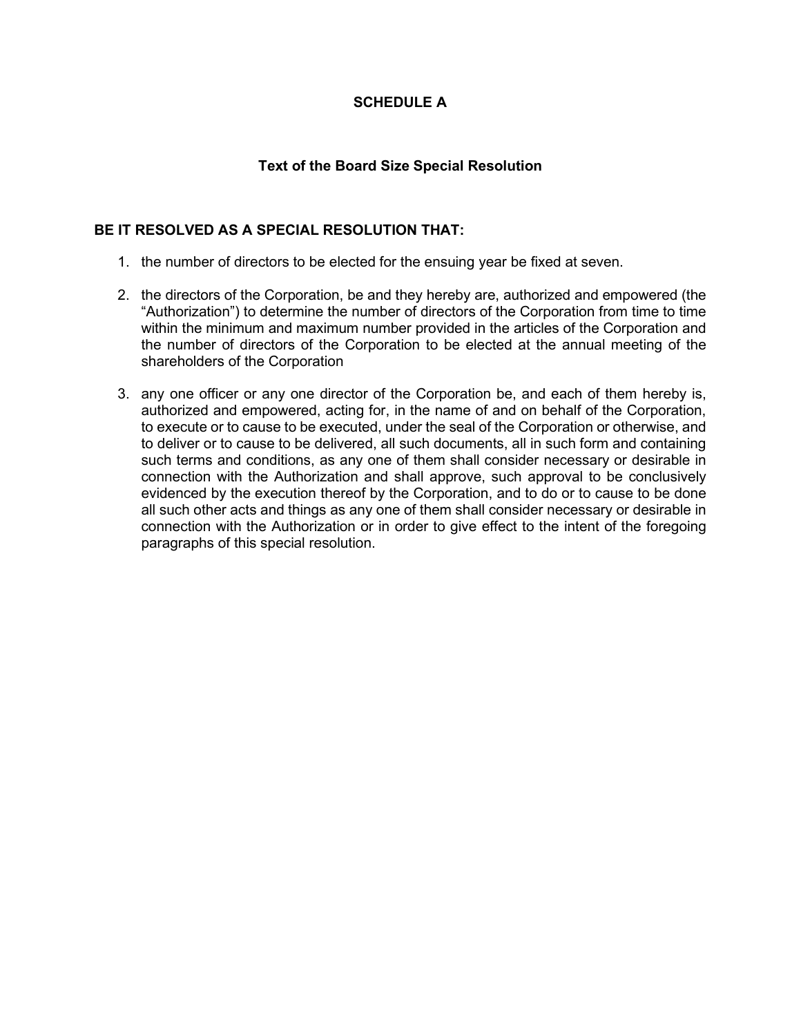# SCHEDULE A

## Text of the Board Size Special Resolution

**BE IT RESOLVED AS A SPECIAL RESOLUTION THAT:**

1. the number of directors to be elected for the ensuing year be fixed at seven.

2. the directors of the Corporation, be and they hereby are, authorized and empowered (the "Authorization") to determine the number of directors of the Corporation from time to time within the minimum and maximum number provided in the articles of the Corporation and the number of directors of the Corporation to be elected at the annual meeting of the shareholders of the Corporation

3. any one officer or any one director of the Corporation be, and each of them hereby is, authorized and empowered, acting for, in the name of and on behalf of the Corporation, to execute or to cause to be executed, under the seal of the Corporation or otherwise, and to deliver or to cause to be delivered, all such documents, all in such form and containing such terms and conditions, as any one of them shall consider necessary or desirable in connection with the Authorization and shall approve, such approval to be conclusively evidenced by the execution thereof by the Corporation, and to do or to cause to be done all such other acts and things as any one of them shall consider necessary or desirable in connection with the Authorization or in order to give effect to the intent of the foregoing paragraphs of this special resolution.